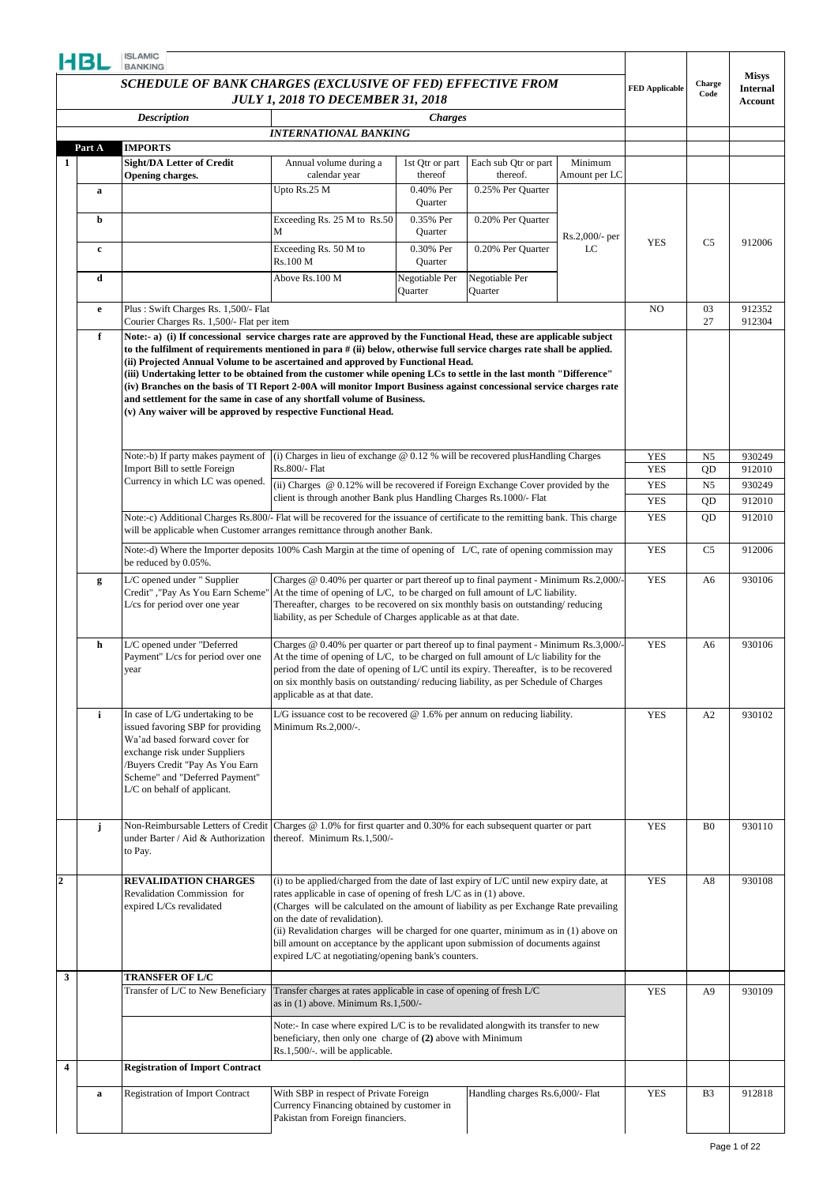HBL ISLAMIC BANKING

# SCHEDULE OF BANK CHARGES (EXCLUSIVE OF FED) EFFECTIVE FROM JULY 1, 2018 TO DECEMBER 31, 2018

| | | Description | Charges | | | | FED Applicable | Charge Code | Misys Internal Account |
|---|---|---|---|---|---|---|---|---|---|
| | | | **INTERNATIONAL BANKING** | | | | | | |
| | **Part A** | **IMPORTS** | | | | | | | |
| **1** | | **Sight/DA Letter of Credit Opening charges.** | Annual volume during a calendar year | 1st Qtr or part thereof | Each sub Qtr or part thereof. | Minimum Amount per LC | | | |
| | **a** | | Upto Rs.25 M | 0.40% Per Quarter | 0.25% Per Quarter | Rs.2,000/- per LC | YES | C5 | 912006 |
| | **b** | | Exceeding Rs. 25 M to Rs.50 M | 0.35% Per Quarter | 0.20% Per Quarter | | | | |
| | **c** | | Exceeding Rs. 50 M to Rs.100 M | 0.30% Per Quarter | 0.20% Per Quarter | | | | |
| | **d** | | Above Rs.100 M | Negotiable Per Quarter | Negotiable Per Quarter | | | | |
| | **e** | Plus : Swift Charges Rs. 1,500/- Flat | | | | | NO | 03 | 912352 |
| | | Courier Charges Rs. 1,500/- Flat per item | | | | | | 27 | 912304 |
| | **f** | **Note:- a) (i) If concessional service charges rate are approved by the Functional Head, these are applicable subject to the fulfilment of requirements mentioned in para # (ii) below, otherwise full service charges rate shall be applied. (ii) Projected Annual Volume to be ascertained and approved by Functional Head. (iii) Undertaking letter to be obtained from the customer while opening LCs to settle in the last month "Difference" (iv) Branches on the basis of TI Report 2-00A will monitor Import Business against concessional service charges rate and settlement for the same in case of any shortfall volume of Business. (v) Any waiver will be approved by respective Functional Head.** | | | | | | | |
| | | Note:-b) If party makes payment of Import Bill to settle Foreign Currency in which LC was opened. | (i) Charges in lieu of exchange @ 0.12 % will be recovered plusHandling Charges Rs.800/- Flat | | | | YES | N5 | 930249 |
| | | | | | | | YES | QD | 912010 |
| | | | (ii) Charges @ 0.12% will be recovered if Foreign Exchange Cover provided by the client is through another Bank plus Handling Charges Rs.1000/- Flat | | | | YES | N5 | 930249 |
| | | | | | | | YES | QD | 912010 |
| | | Note:-c) Additional Charges Rs.800/- Flat will be recovered for the issuance of certificate to the remitting bank. This charge will be applicable when Customer arranges remittance through another Bank. | | | | | YES | QD | 912010 |
| | | Note:-d) Where the Importer deposits 100% Cash Margin at the time of opening of L/C, rate of opening commission may be reduced by 0.05%. | | | | | YES | C5 | 912006 |
| | **g** | L/C opened under " Supplier Credit" ,"Pay As You Earn Scheme" L/cs for period over one year | Charges @ 0.40% per quarter or part thereof up to final payment - Minimum Rs.2,000/- At the time of opening of L/C, to be charged on full amount of L/C liability. Thereafter, charges to be recovered on six monthly basis on outstanding/ reducing liability, as per Schedule of Charges applicable as at that date. | | | | YES | A6 | 930106 |
| | **h** | L/C opened under "Deferred Payment" L/cs for period over one year | Charges @ 0.40% per quarter or part thereof up to final payment - Minimum Rs.3,000/- At the time of opening of L/C, to be charged on full amount of L/c liability for the period from the date of opening of L/C until its expiry. Thereafter, is to be recovered on six monthly basis on outstanding/ reducing liability, as per Schedule of Charges applicable as at that date. | | | | YES | A6 | 930106 |
| | **i** | In case of L/G undertaking to be issued favoring SBP for providing Wa'ad based forward cover for exchange risk under Suppliers /Buyers Credit "Pay As You Earn Scheme" and "Deferred Payment" L/C on behalf of applicant. | L/G issuance cost to be recovered @ 1.6% per annum on reducing liability. Minimum Rs.2,000/-. | | | | YES | A2 | 930102 |
| | **j** | Non-Reimbursable Letters of Credit under Barter / Aid & Authorization to Pay. | Charges @ 1.0% for first quarter and 0.30% for each subsequent quarter or part thereof. Minimum Rs.1,500/- | | | | YES | B0 | 930110 |
| **2** | | **REVALIDATION CHARGES** Revalidation Commission for expired L/Cs revalidated | (i) to be applied/charged from the date of last expiry of L/C until new expiry date, at rates applicable in case of opening of fresh L/C as in (1) above. (Charges will be calculated on the amount of liability as per Exchange Rate prevailing on the date of revalidation). (ii) Revalidation charges will be charged for one quarter, minimum as in (1) above on bill amount on acceptance by the applicant upon submission of documents against expired L/C at negotiating/opening bank's counters. | | | | YES | A8 | 930108 |
| **3** | | **TRANSFER OF L/C** | | | | | | | |
| | | Transfer of L/C to New Beneficiary | Transfer charges at rates applicable in case of opening of fresh L/C as in (1) above. Minimum Rs.1,500/- | | | | YES | A9 | 930109 |
| | | | Note:- In case where expired L/C is to be revalidated alongwith its transfer to new beneficiary, then only one charge of **(2)** above with Minimum Rs.1,500/-. will be applicable. | | | | | | |
| **4** | | **Registration of Import Contract** | | | | | | | |
| | **a** | Registration of Import Contract | With SBP in respect of Private Foreign Currency Financing obtained by customer in Pakistan from Foreign financiers. | | Handling charges Rs.6,000/- Flat | | YES | B3 | 912818 |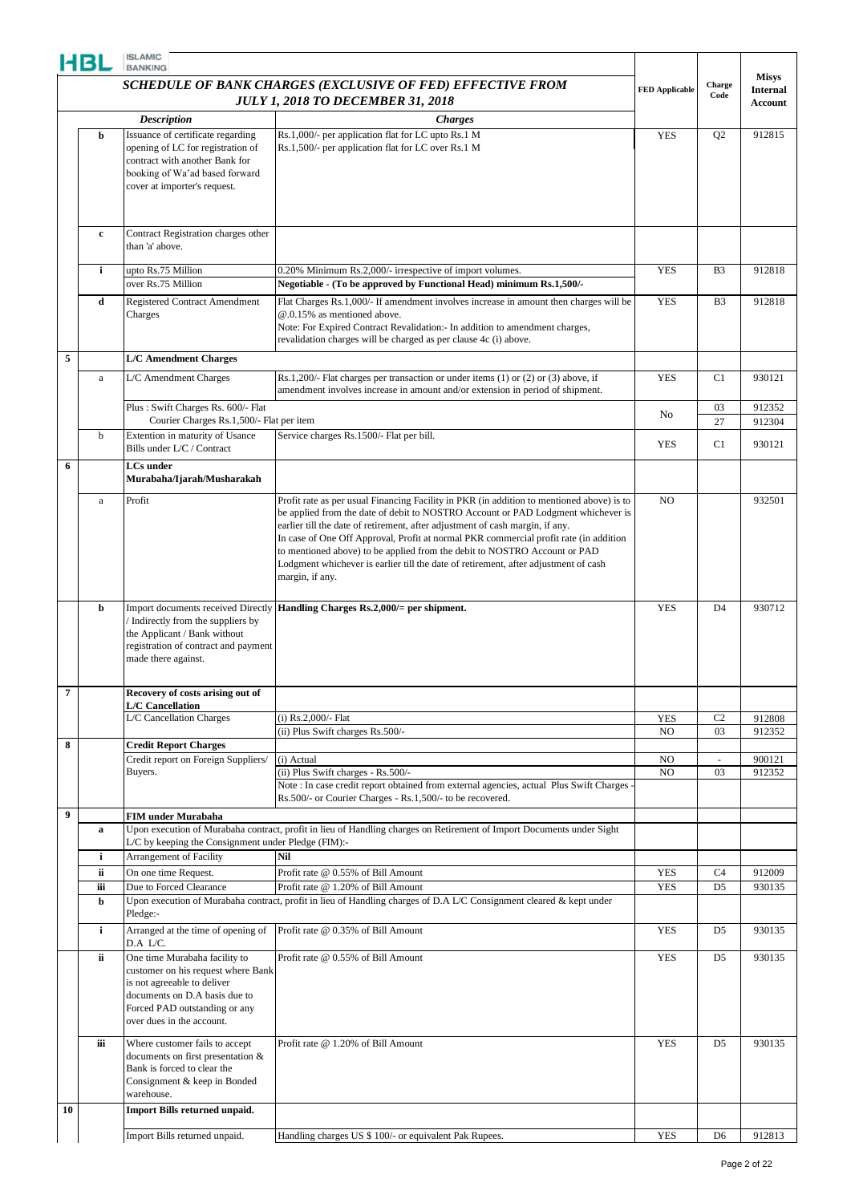HBL ISLAMIC BANKING

| | | *SCHEDULE OF BANK CHARGES (EXCLUSIVE OF FED) EFFECTIVE FROM JULY 1, 2018 TO DECEMBER 31, 2018* | | FED Applicable | Charge Code | Misys Internal Account |
|---|---|---|---|---|---|---|
| | | ***Description*** | ***Charges*** | | | |
| | **b** | Issuance of certificate regarding opening of LC for registration of contract with another Bank for booking of Wa'ad based forward cover at importer's request. | Rs.1,000/- per application flat for LC upto Rs.1 M<br>Rs.1,500/- per application flat for LC over Rs.1 M | YES | Q2 | 912815 |
| | **c** | Contract Registration charges other than 'a' above. | | | | |
| | **i** | upto Rs.75 Million | 0.20% Minimum Rs.2,000/- irrespective of import volumes. | YES | B3 | 912818 |
| | | over Rs.75 Million | **Negotiable - (To be approved by Functional Head) minimum Rs.1,500/-** | | | |
| | **d** | Registered Contract Amendment Charges | Flat Charges Rs.1,000/- If amendment involves increase in amount then charges will be @.0.15% as mentioned above.<br>Note: For Expired Contract Revalidation:- In addition to amendment charges, revalidation charges will be charged as per clause 4c (i) above. | YES | B3 | 912818 |
| **5** | | **L/C Amendment Charges** | | | | |
| | a | L/C Amendment Charges | Rs.1,200/- Flat charges per transaction or under items (1) or (2) or (3) above, if amendment involves increase in amount and/or extension in period of shipment. | YES | C1 | 930121 |
| | | Plus : Swift Charges Rs. 600/- Flat | | No | 03 | 912352 |
| | | Courier Charges Rs.1,500/- Flat per item | | | 27 | 912304 |
| | b | Extention in maturity of Usance Bills under L/C / Contract | Service charges Rs.1500/- Flat per bill. | YES | C1 | 930121 |
| **6** | | **LCs under Murabaha/Ijarah/Musharakah** | | | | |
| | a | Profit | Profit rate as per usual Financing Facility in PKR (in addition to mentioned above) is to be applied from the date of debit to NOSTRO Account or PAD Lodgment whichever is earlier till the date of retirement, after adjustment of cash margin, if any.<br>In case of One Off Approval, Profit at normal PKR commercial profit rate (in addition to mentioned above) to be applied from the debit to NOSTRO Account or PAD Lodgment whichever is earlier till the date of retirement, after adjustment of cash margin, if any. | NO | | 932501 |
| | **b** | Import documents received Directly / Indirectly from the suppliers by the Applicant / Bank without registration of contract and payment made there against. | **Handling Charges Rs.2,000/= per shipment.** | YES | D4 | 930712 |
| **7** | | **Recovery of costs arising out of L/C Cancellation** | | | | |
| | | L/C Cancellation Charges | (i) Rs.2,000/- Flat | YES | C2 | 912808 |
| | | | (ii) Plus Swift charges Rs.500/- | NO | 03 | 912352 |
| **8** | | **Credit Report Charges** | | | | |
| | | Credit report on Foreign Suppliers/ Buyers. | (i) Actual | NO | - | 900121 |
| | | | (ii) Plus Swift charges - Rs.500/- | NO | 03 | 912352 |
| | | | Note : In case credit report obtained from external agencies, actual Plus Swift Charges - Rs.500/- or Courier Charges - Rs.1,500/- to be recovered. | | | |
| **9** | | **FIM under Murabaha** | | | | |
| | **a** | Upon execution of Murabaha contract, profit in lieu of Handling charges on Retirement of Import Documents under Sight L/C by keeping the Consignment under Pledge (FIM):- | | | | |
| | **i** | Arrangement of Facility | **Nil** | | | |
| | **ii** | On one time Request. | Profit rate @ 0.55% of Bill Amount | YES | C4 | 912009 |
| | **iii** | Due to Forced Clearance | Profit rate @ 1.20% of Bill Amount | YES | D5 | 930135 |
| | **b** | Upon execution of Murabaha contract, profit in lieu of Handling charges of D.A L/C Consignment cleared & kept under Pledge:- | | | | |
| | **i** | Arranged at the time of opening of D.A L/C. | Profit rate @ 0.35% of Bill Amount | YES | D5 | 930135 |
| | **ii** | One time Murabaha facility to customer on his request where Bank is not agreeable to deliver documents on D.A basis due to Forced PAD outstanding or any over dues in the account. | Profit rate @ 0.55% of Bill Amount | YES | D5 | 930135 |
| | **iii** | Where customer fails to accept documents on first presentation & Bank is forced to clear the Consignment & keep in Bonded warehouse. | Profit rate @ 1.20% of Bill Amount | YES | D5 | 930135 |
| **10** | | **Import Bills returned unpaid.** | | | | |
| | | Import Bills returned unpaid. | Handling charges US $ 100/- or equivalent Pak Rupees. | YES | D6 | 912813 |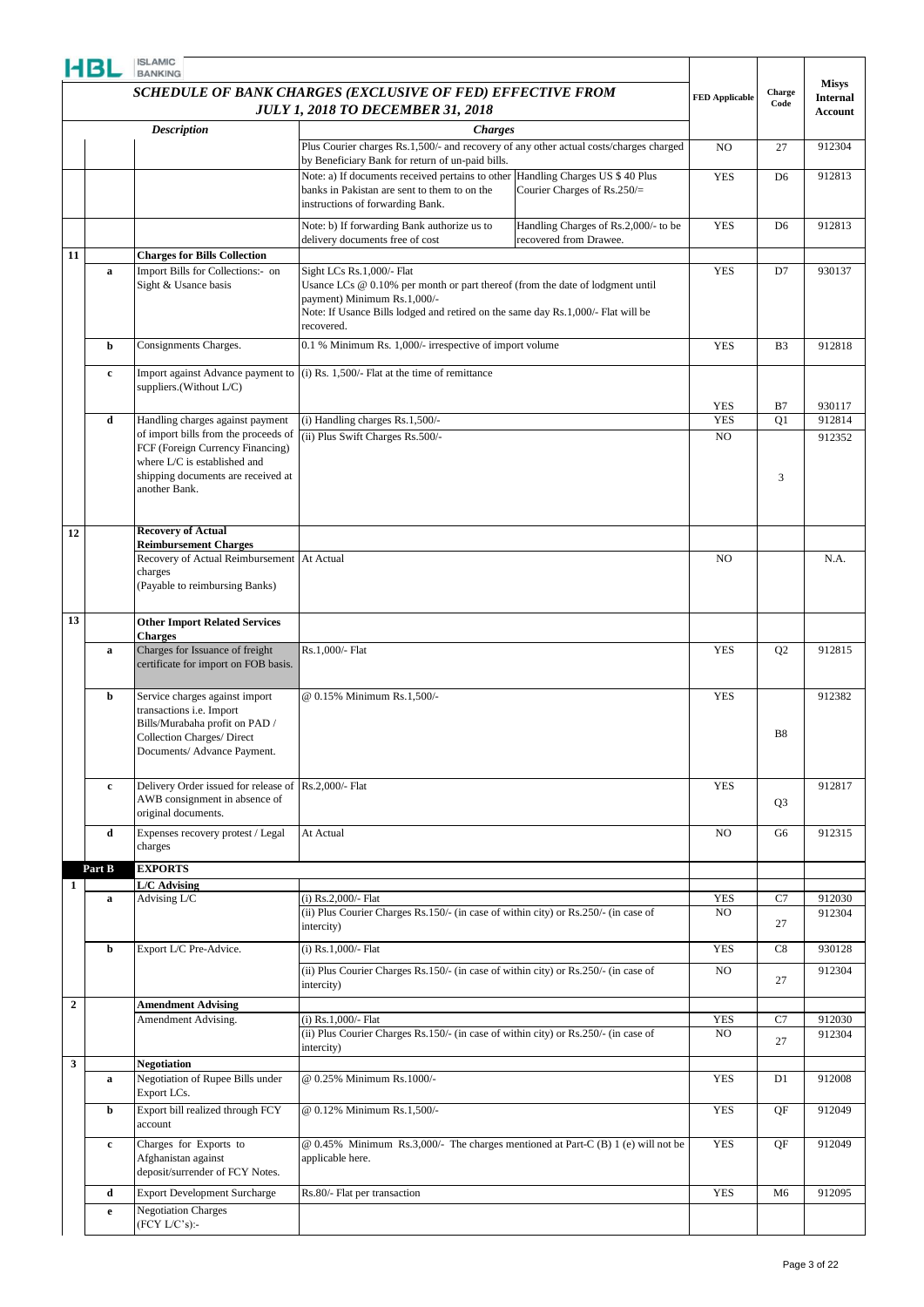**SCHEDULE OF BANK CHARGES (EXCLUSIVE OF FED) EFFECTIVE FROM JULY 1, 2018 TO DECEMBER 31, 2018**

| | | *Description* | *Charges* | | FED Applicable | Charge Code | Misys Internal Account |
|---|---|---|---|---|---|---|---|
| | | | Plus Courier charges Rs.1,500/- and recovery of any other actual costs/charges charged by Beneficiary Bank for return of un-paid bills. | | NO | 27 | 912304 |
| | | | Note: a) If documents received pertains to other banks in Pakistan are sent to them to on the instructions of forwarding Bank. | Handling Charges US $ 40 Plus Courier Charges of Rs.250/= | YES | D6 | 912813 |
| | | | Note: b) If forwarding Bank authorize us to delivery documents free of cost | Handling Charges of Rs.2,000/- to be recovered from Drawee. | YES | D6 | 912813 |
| **11** | | **Charges for Bills Collection** | | | | | |
| | **a** | Import Bills for Collections:- on Sight & Usance basis | Sight LCs Rs.1,000/- Flat<br>Usance LCs @ 0.10% per month or part thereof (from the date of lodgment until payment) Minimum Rs.1,000/-<br>Note: If Usance Bills lodged and retired on the same day Rs.1,000/- Flat will be recovered. | | YES | D7 | 930137 |
| | **b** | Consignments Charges. | 0.1 % Minimum Rs. 1,000/- irrespective of import volume | | YES | B3 | 912818 |
| | **c** | Import against Advance payment to suppliers.(Without L/C) | (i) Rs. 1,500/- Flat at the time of remittance | | YES | B7 | 930117 |
| | **d** | Handling charges against payment of import bills from the proceeds of FCF (Foreign Currency Financing) where L/C is established and shipping documents are received at another Bank. | (i) Handling charges Rs.1,500/- | | YES | Q1 | 912814 |
| | | | (ii) Plus Swift Charges Rs.500/- | | NO | 3 | 912352 |
| **12** | | **Recovery of Actual Reimbursement Charges** | | | | | |
| | | Recovery of Actual Reimbursement charges<br>(Payable to reimbursing Banks) | At Actual | | NO | | N.A. |
| **13** | | **Other Import Related Services Charges** | | | | | |
| | **a** | Charges for Issuance of freight certificate for import on FOB basis. | Rs.1,000/- Flat | | YES | Q2 | 912815 |
| | **b** | Service charges against import transactions i.e. Import Bills/Murabaha profit on PAD / Collection Charges/ Direct Documents/ Advance Payment. | @ 0.15% Minimum Rs.1,500/- | | YES | B8 | 912382 |
| | **c** | Delivery Order issued for release of AWB consignment in absence of original documents. | Rs.2,000/- Flat | | YES | Q3 | 912817 |
| | **d** | Expenses recovery protest / Legal charges | At Actual | | NO | G6 | 912315 |
| | **Part B** | **EXPORTS** | | | | | |
| **1** | | **L/C Advising** | | | | | |
| | **a** | Advising L/C | (i) Rs.2,000/- Flat | | YES | C7 | 912030 |
| | | | (ii) Plus Courier Charges Rs.150/- (in case of within city) or Rs.250/- (in case of intercity) | | NO | 27 | 912304 |
| | **b** | Export L/C Pre-Advice. | (i) Rs.1,000/- Flat | | YES | C8 | 930128 |
| | | | (ii) Plus Courier Charges Rs.150/- (in case of within city) or Rs.250/- (in case of intercity) | | NO | 27 | 912304 |
| **2** | | **Amendment Advising** | | | | | |
| | | Amendment Advising. | (i) Rs.1,000/- Flat | | YES | C7 | 912030 |
| | | | (ii) Plus Courier Charges Rs.150/- (in case of within city) or Rs.250/- (in case of intercity) | | NO | 27 | 912304 |
| **3** | | **Negotiation** | | | | | |
| | **a** | Negotiation of Rupee Bills under Export LCs. | @ 0.25% Minimum Rs.1000/- | | YES | D1 | 912008 |
| | **b** | Export bill realized through FCY account | @ 0.12% Minimum Rs.1,500/- | | YES | QF | 912049 |
| | **c** | Charges for Exports to Afghanistan against deposit/surrender of FCY Notes. | @ 0.45% Minimum Rs.3,000/- The charges mentioned at Part-C (B) 1 (e) will not be applicable here. | | YES | QF | 912049 |
| | **d** | Export Development Surcharge | Rs.80/- Flat per transaction | | YES | M6 | 912095 |
| | **e** | Negotiation Charges (FCY L/C's):- | | | | | |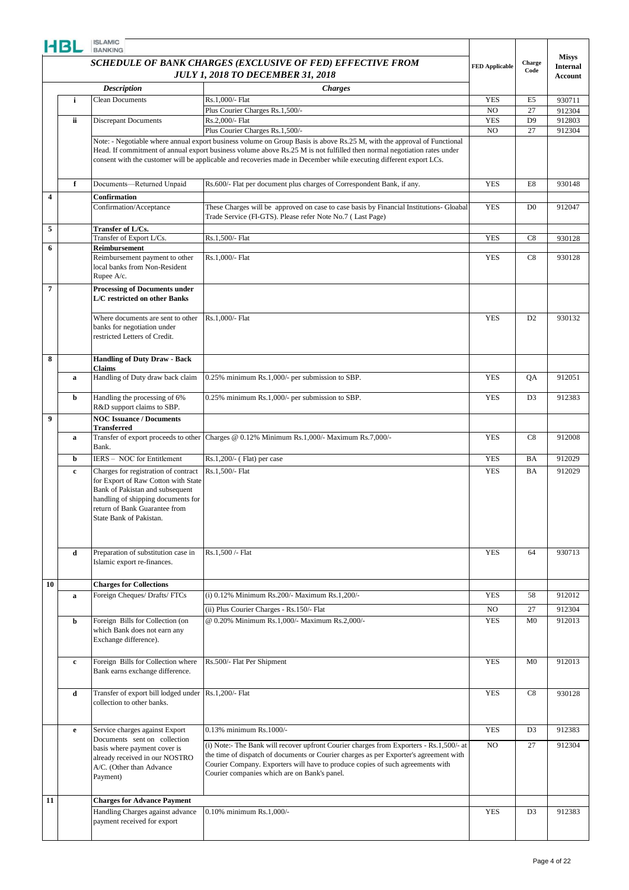## SCHEDULE OF BANK CHARGES (EXCLUSIVE OF FED) EFFECTIVE FROM JULY 1, 2018 TO DECEMBER 31, 2018

| | | *Description* | *Charges* | FED Applicable | Charge Code | Misys Internal Account |
|---|---|---|---|---|---|---|
| | i | Clean Documents | Rs.1,000/- Flat | YES | E5 | 930711 |
| | | | Plus Courier Charges Rs.1,500/- | NO | 27 | 912304 |
| | ii | Discrepant Documents | Rs.2,000/- Flat | YES | D9 | 912803 |
| | | | Plus Courier Charges Rs.1,500/- | NO | 27 | 912304 |
| | | Note: - Negotiable where annual export business volume on Group Basis is above Rs.25 M, with the approval of Functional Head. If commitment of annual export business volume above Rs.25 M is not fulfilled then normal negotiation rates under consent with the customer will be applicable and recoveries made in December while executing different export LCs. | | | | |
| | f | Documents—Returned Unpaid | Rs.600/- Flat per document plus charges of Correspondent Bank, if any. | YES | E8 | 930148 |
| 4 | | **Confirmation** | | | | |
| | | Confirmation/Acceptance | These Charges will be approved on case to case basis by Financial Institutions- Gloabal Trade Service (FI-GTS). Please refer Note No.7 ( Last Page) | YES | D0 | 912047 |
| 5 | | **Transfer of L/Cs.** | | | | |
| | | Transfer of Export L/Cs. | Rs.1,500/- Flat | YES | C8 | 930128 |
| 6 | | **Reimbursement** | | | | |
| | | Reimbursement payment to other local banks from Non-Resident Rupee A/c. | Rs.1,000/- Flat | YES | C8 | 930128 |
| 7 | | **Processing of Documents under L/C restricted on other Banks** | | | | |
| | | Where documents are sent to other banks for negotiation under restricted Letters of Credit. | Rs.1,000/- Flat | YES | D2 | 930132 |
| 8 | | **Handling of Duty Draw - Back Claims** | | | | |
| | a | Handling of Duty draw back claim | 0.25% minimum Rs.1,000/- per submission to SBP. | YES | QA | 912051 |
| | b | Handling the processing of 6% R&D support claims to SBP. | 0.25% minimum Rs.1,000/- per submission to SBP. | YES | D3 | 912383 |
| 9 | | **NOC Issuance / Documents Transferred** | | | | |
| | a | Transfer of export proceeds to other Bank. | Charges @ 0.12% Minimum Rs.1,000/- Maximum Rs.7,000/- | YES | C8 | 912008 |
| | b | IERS – NOC for Entitlement | Rs.1,200/- ( Flat) per case | YES | BA | 912029 |
| | c | Charges for registration of contract for Export of Raw Cotton with State Bank of Pakistan and subsequent handling of shipping documents for return of Bank Guarantee from State Bank of Pakistan. | Rs.1,500/- Flat | YES | BA | 912029 |
| | d | Preparation of substitution case in Islamic export re-finances. | Rs.1,500 /- Flat | YES | 64 | 930713 |
| 10 | | **Charges for Collections** | | | | |
| | a | Foreign Cheques/ Drafts/ FTCs | (i) 0.12% Minimum Rs.200/- Maximum Rs.1,200/- | YES | 58 | 912012 |
| | | | (ii) Plus Courier Charges - Rs.150/- Flat | NO | 27 | 912304 |
| | b | Foreign Bills for Collection (on which Bank does not earn any Exchange difference). | @ 0.20% Minimum Rs.1,000/- Maximum Rs.2,000/- | YES | M0 | 912013 |
| | c | Foreign Bills for Collection where Bank earns exchange difference. | Rs.500/- Flat Per Shipment | YES | M0 | 912013 |
| | d | Transfer of export bill lodged under collection to other banks. | Rs.1,200/- Flat | YES | C8 | 930128 |
| | e | Service charges against Export Documents sent on collection basis where payment cover is already received in our NOSTRO A/C. (Other than Advance Payment) | 0.13% minimum Rs.1000/- | YES | D3 | 912383 |
| | | | (i) Note:- The Bank will recover upfront Courier charges from Exporters - Rs.1,500/- at the time of dispatch of documents or Courier charges as per Exporter's agreement with Courier Company. Exporters will have to produce copies of such agreements with Courier companies which are on Bank's panel. | NO | 27 | 912304 |
| 11 | | **Charges for Advance Payment** | | | | |
| | | Handling Charges against advance payment received for export | 0.10% minimum Rs.1,000/- | YES | D3 | 912383 |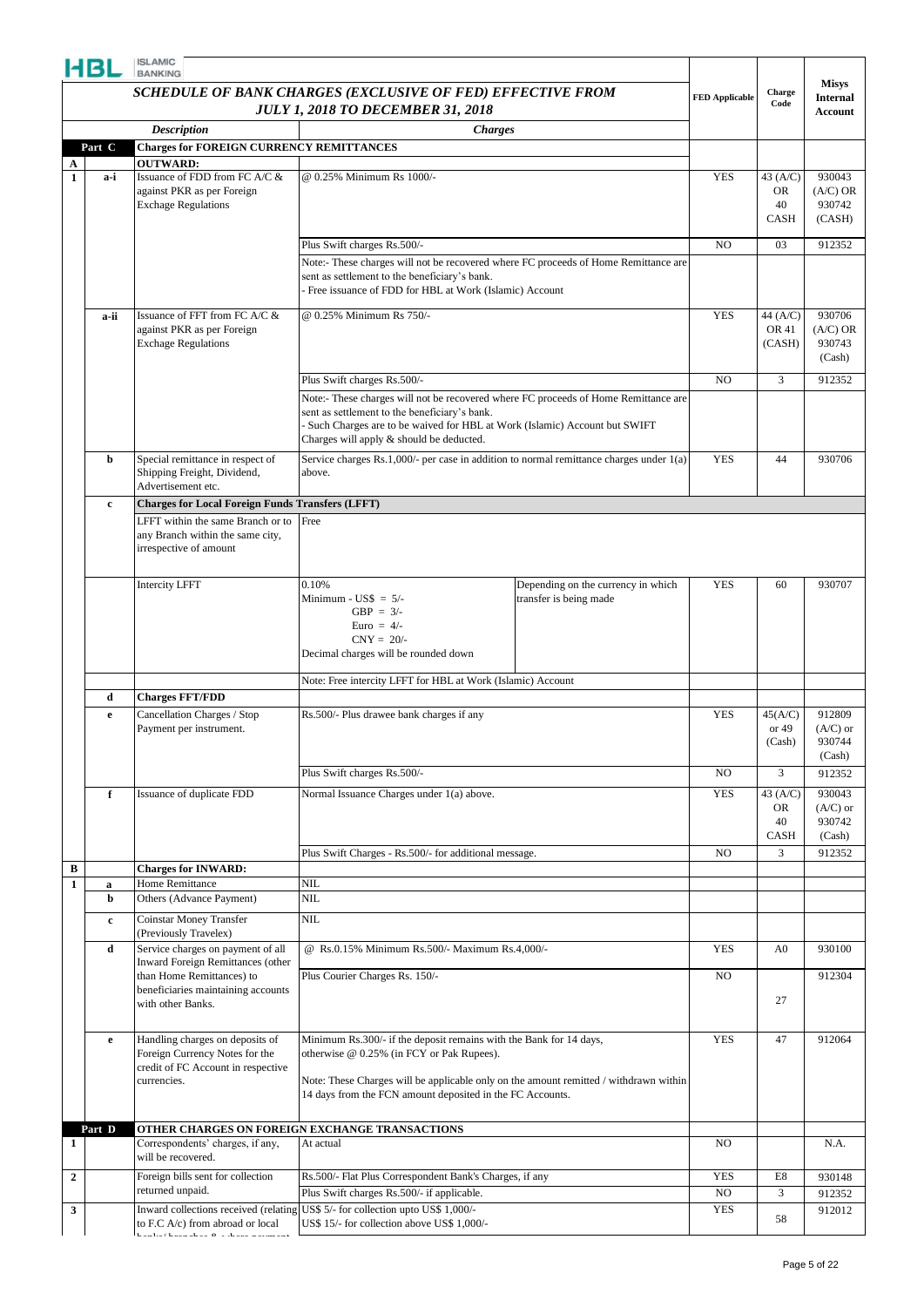# SCHEDULE OF BANK CHARGES (EXCLUSIVE OF FED) EFFECTIVE FROM JULY 1, 2018 TO DECEMBER 31, 2018

| | | *Description* | *Charges* | | FED Applicable | Charge Code | Misys Internal Account |
|---|---|---|---|---|---|---|---|
| | **Part C** | **Charges for FOREIGN CURRENCY REMITTANCES** | | | | | |
| **A** | | **OUTWARD:** | | | | | |
| **1** | **a-i** | Issuance of FDD from FC A/C & against PKR as per Foreign Exchage Regulations | @ 0.25% Minimum Rs 1000/- | | YES | 43 (A/C) OR 40 CASH | 930043 (A/C) OR 930742 (CASH) |
| | | | Plus Swift charges Rs.500/- | | NO | 03 | 912352 |
| | | | Note:- These charges will not be recovered where FC proceeds of Home Remittance are sent as settlement to the beneficiary's bank.<br>- Free issuance of FDD for HBL at Work (Islamic) Account | | | | |
| | **a-ii** | Issuance of FFT from FC A/C & against PKR as per Foreign Exchage Regulations | @ 0.25% Minimum Rs 750/- | | YES | 44 (A/C) OR 41 (CASH) | 930706 (A/C) OR 930743 (Cash) |
| | | | Plus Swift charges Rs.500/- | | NO | 3 | 912352 |
| | | | Note:- These charges will not be recovered where FC proceeds of Home Remittance are sent as settlement to the beneficiary's bank.<br>- Such Charges are to be waived for HBL at Work (Islamic) Account but SWIFT Charges will apply & should be deducted. | | | | |
| | **b** | Special remittance in respect of Shipping Freight, Dividend, Advertisement etc. | Service charges Rs.1,000/- per case in addition to normal remittance charges under 1(a) above. | | YES | 44 | 930706 |
| | **c** | **Charges for Local Foreign Funds Transfers (LFFT)** | | | | | |
| | | LFFT within the same Branch or to any Branch within the same city, irrespective of amount | Free | | | | |
| | | Intercity LFFT | 0.10%<br>Minimum - US$ = 5/-<br>GBP = 3/-<br>Euro = 4/-<br>CNY = 20/-<br>Decimal charges will be rounded down | Depending on the currency in which transfer is being made | YES | 60 | 930707 |
| | | | Note: Free intercity LFFT for HBL at Work (Islamic) Account | | | | |
| | **d** | **Charges FFT/FDD** | | | | | |
| | **e** | Cancellation Charges / Stop Payment per instrument. | Rs.500/- Plus drawee bank charges if any | | YES | 45(A/C) or 49 (Cash) | 912809 (A/C) or 930744 (Cash) |
| | | | Plus Swift charges Rs.500/- | | NO | 3 | 912352 |
| | **f** | Issuance of duplicate FDD | Normal Issuance Charges under 1(a) above. | | YES | 43 (A/C) OR 40 CASH | 930043 (A/C) or 930742 (Cash) |
| | | | Plus Swift Charges - Rs.500/- for additional message. | | NO | 3 | 912352 |
| **B** | | **Charges for INWARD:** | | | | | |
| **1** | **a** | Home Remittance | NIL | | | | |
| | **b** | Others (Advance Payment) | NIL | | | | |
| | **c** | Coinstar Money Transfer (Previously Travelex) | NIL | | | | |
| | **d** | Service charges on payment of all Inward Foreign Remittances (other than Home Remittances) to beneficiaries maintaining accounts with other Banks. | @ Rs.0.15% Minimum Rs.500/- Maximum Rs.4,000/- | | YES | A0 | 930100 |
| | | | Plus Courier Charges Rs. 150/- | | NO | 27 | 912304 |
| | **e** | Handling charges on deposits of Foreign Currency Notes for the credit of FC Account in respective currencies. | Minimum Rs.300/- if the deposit remains with the Bank for 14 days, otherwise @ 0.25% (in FCY or Pak Rupees).<br><br>Note: These Charges will be applicable only on the amount remitted / withdrawn within 14 days from the FCN amount deposited in the FC Accounts. | | YES | 47 | 912064 |
| | **Part D** | **OTHER CHARGES ON FOREIGN EXCHANGE TRANSACTIONS** | | | | | |
| **1** | | Correspondents' charges, if any, will be recovered. | At actual | | NO | | N.A. |
| **2** | | Foreign bills sent for collection returned unpaid. | Rs.500/- Flat Plus Correspondent Bank's Charges, if any | | YES | E8 | 930148 |
| | | | Plus Swift charges Rs.500/- if applicable. | | NO | 3 | 912352 |
| **3** | | Inward collections received (relating to F.C A/c) from abroad or local banks/branches & where payment | US$ 5/- for collection upto US$ 1,000/-<br>US$ 15/- for collection above US$ 1,000/- | | YES | 58 | 912012 |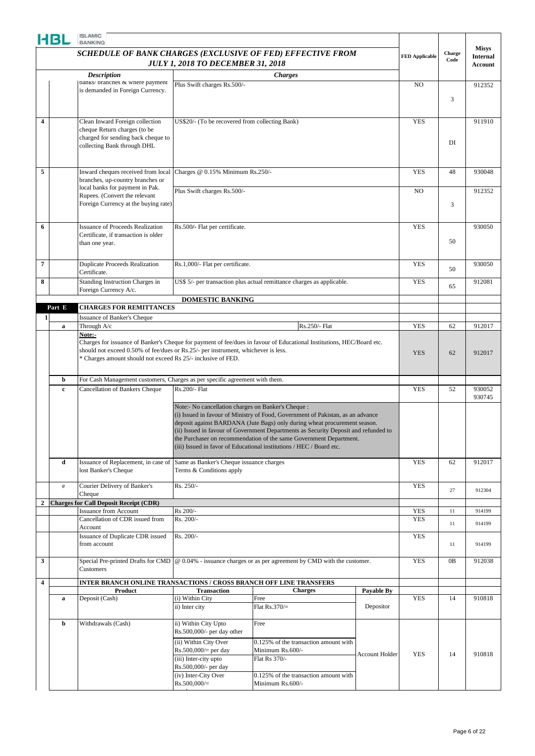HBL ISLAMIC BANKING

| | | SCHEDULE OF BANK CHARGES (EXCLUSIVE OF FED) EFFECTIVE FROM JULY 1, 2018 TO DECEMBER 31, 2018 | | | | FED Applicable | Charge Code | Misys Internal Account |
|---|---|---|---|---|---|---|---|---|
| | | *Description* | *Charges* | | | | | |
| | | banks/ branches & where payment is demanded in Foreign Currency. | Plus Swift charges Rs.500/- | | | NO | 3 | 912352 |
| 4 | | Clean Inward Foreign collection cheque Return charges (to be charged for sending back cheque to collecting Bank through DHL | US$20/- (To be recovered from collecting Bank) | | | YES | DI | 911910 |
| 5 | | Inward cheques received from local branches, up-country branches or local banks for payment in Pak. Rupees. (Convert the relevant Foreign Currency at the buying rate) | Charges @ 0.15% Minimum Rs.250/- | | | YES | 48 | 930048 |
| | | | Plus Swift charges Rs.500/- | | | NO | 3 | 912352 |
| 6 | | Issuance of Proceeds Realization Certificate, if transaction is older than one year. | Rs.500/- Flat per certificate. | | | YES | 50 | 930050 |
| 7 | | Duplicate Proceeds Realization Certificate. | Rs.1,000/- Flat per certificate. | | | YES | 50 | 930050 |
| 8 | | Standing Instruction Charges in Foreign Currency A/c. | US$ 5/- per transaction plus actual remittance charges as applicable. | | | YES | 65 | 912081 |
| | | | **DOMESTIC BANKING** | | | | | |
| | **Part E** | **CHARGES FOR REMITTANCES** | | | | | | |
| 1 | | Issuance of Banker's Cheque | | | | | | |
| | a | Through A/c | | Rs.250/- Flat | | YES | 62 | 912017 |
| | | **Note:-** Charges for issuance of Banker's Cheque for payment of fee/dues in favour of Educational Institutions, HEC/Board etc. should not exceed 0.50% of fee/dues or Rs.25/- per instrument, whichever is less. * Charges amount should not exceed Rs 25/- inclusive of FED. | | | | YES | 62 | 912017 |
| | b | For Cash Management customers, Charges as per specific agreement with them. | | | | | | |
| | c | Cancellation of Bankers Cheque | Rs.200/- Flat | | | YES | 52 | 930052 930745 |
| | | | Note:- No cancellation charges on Banker's Cheque : (i) Issued in favour of Ministry of Food, Government of Pakistan, as an advance deposit against BARDANA (Jute Bags) only during wheat procurement season. (ii) Issued in favour of Government Departments as Security Deposit and refunded to the Purchaser on recommendation of the same Government Department. (iii) Issued in favor of Educational institutions / HEC / Board etc. | | | | | |
| | d | Issuance of Replacement, in case of lost Banker's Cheque | Same as Banker's Cheque issuance charges Terms & Conditions apply | | | YES | 62 | 912017 |
| | e | Courier Delivery of Banker's Cheque | Rs. 250/- | | | YES | 27 | 912304 |
| 2 | | **Charges for Call Deposit Receipt (CDR)** | | | | | | |
| | | Issuance from Account | Rs 200/- | | | YES | 11 | 914199 |
| | | Cancellation of CDR issued from Account | Rs. 200/- | | | YES | 11 | 914199 |
| | | Issuance of Duplicate CDR issued from account | Rs. 200/- | | | YES | 11 | 914199 |
| 3 | | Special Pre-printed Drafts for CMD Customers | @ 0.04% - issuance charges or as per agreement by CMD with the customer. | | | YES | 0B | 912038 |
| 4 | | **INTER BRANCH ONLINE TRANSACTIONS / CROSS BRANCH OFF LINE TRANSFERS** | | | | | | |
| | | **Product** | **Transaction** | **Charges** | **Payable By** | | | |
| | a | Deposit (Cash) | (i) Within City | Free | Depositor | YES | 14 | 910818 |
| | | | ii) Inter city | Flat Rs.370/= | | | | |
| | b | Withdrawals (Cash) | ii) Within City Upto Rs.500,000/- per day other | Free | Account Holder | YES | 14 | 910818 |
| | | | (ii) Within City Over Rs.500,000/= per day | 0.125% of the transaction amount with Minimum Rs.600/- | | | | |
| | | | (iii) Inter-city upto Rs.500,000/- per day | Flat Rs 370/- | | | | |
| | | | (iv) Inter-City Over Rs.500,000/= | 0.125% of the transaction amount with Minimum Rs.600/- | | | | |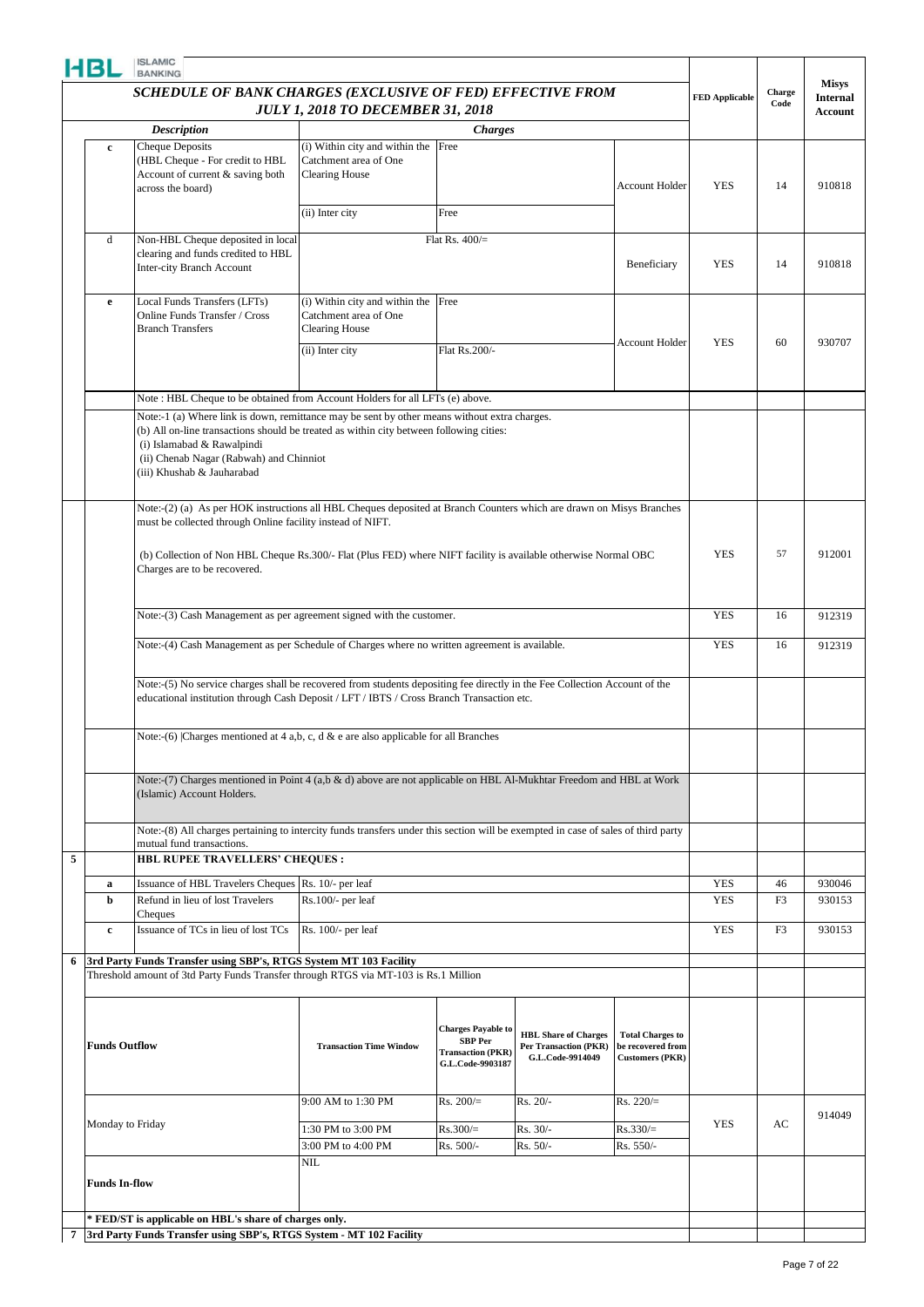HBL ISLAMIC BANKING

# SCHEDULE OF BANK CHARGES (EXCLUSIVE OF FED) EFFECTIVE FROM JULY 1, 2018 TO DECEMBER 31, 2018

| | | Description | Charges | | | | | FED Applicable | Charge Code | Misys Internal Account |
|---|---|---|---|---|---|---|---|---|---|---|
| | c | Cheque Deposits (HBL Cheque - For credit to HBL Account of current & saving both across the board) | (i) Within city and within the Catchment area of One Clearing House | Free | | | Account Holder | YES | 14 | 910818 |
| | | | (ii) Inter city | Free | | | | | | |
| | d | Non-HBL Cheque deposited in local clearing and funds credited to HBL Inter-city Branch Account | Flat Rs. 400/= | | | | Beneficiary | YES | 14 | 910818 |
| | e | Local Funds Transfers (LFTs) Online Funds Transfer / Cross Branch Transfers | (i) Within city and within the Catchment area of One Clearing House | Free | | | Account Holder | YES | 60 | 930707 |
| | | | (ii) Inter city | Flat Rs.200/- | | | | | | |
| | | Note : HBL Cheque to be obtained from Account Holders for all LFTs (e) above. | | | | | | | | |
| | | Note:-1 (a) Where link is down, remittance may be sent by other means without extra charges.<br>(b) All on-line transactions should be treated as within city between following cities:<br>(i) Islamabad & Rawalpindi<br>(ii) Chenab Nagar (Rabwah) and Chinniot<br>(iii) Khushab & Jauharabad | | | | | | | | |
| | | Note:-(2) (a) As per HOK instructions all HBL Cheques deposited at Branch Counters which are drawn on Misys Branches must be collected through Online facility instead of NIFT.<br>(b) Collection of Non HBL Cheque Rs.300/- Flat (Plus FED) where NIFT facility is available otherwise Normal OBC Charges are to be recovered. | | | | | | YES | 57 | 912001 |
| | | Note:-(3) Cash Management as per agreement signed with the customer. | | | | | | YES | 16 | 912319 |
| | | Note:-(4) Cash Management as per Schedule of Charges where no written agreement is available. | | | | | | YES | 16 | 912319 |
| | | Note:-(5) No service charges shall be recovered from students depositing fee directly in the Fee Collection Account of the educational institution through Cash Deposit / LFT / IBTS / Cross Branch Transaction etc. | | | | | | | | |
| | | Note:-(6) Charges mentioned at 4 a,b, c, d & e are also applicable for all Branches | | | | | | | | |
| | | Note:-(7) Charges mentioned in Point 4 (a,b & d) above are not applicable on HBL Al-Mukhtar Freedom and HBL at Work (Islamic) Account Holders. | | | | | | | | |
| | | Note:-(8) All charges pertaining to intercity funds transfers under this section will be exempted in case of sales of third party mutual fund transactions. | | | | | | | | |
| 5 | | HBL RUPEE TRAVELLERS' CHEQUES : | | | | | | | | |
| | a | Issuance of HBL Travelers Cheques | Rs. 10/- per leaf | | | | | YES | 46 | 930046 |
| | b | Refund in lieu of lost Travelers Cheques | Rs.100/- per leaf | | | | | YES | F3 | 930153 |
| | c | Issuance of TCs in lieu of lost TCs | Rs. 100/- per leaf | | | | | YES | F3 | 930153 |
| 6 | | 3rd Party Funds Transfer using SBP's, RTGS System MT 103 Facility | | | | | | | | |
| | | Threshold amount of 3td Party Funds Transfer through RTGS via MT-103 is Rs.1 Million | | | | | | | | |
| | | Funds Outflow | Transaction Time Window | Charges Payable to SBP Per Transaction (PKR) G.L.Code-9903187 | HBL Share of Charges Per Transaction (PKR) G.L.Code-9914049 | | Total Charges to be recovered from Customers (PKR) | | | |
| | | Monday to Friday | 9:00 AM to 1:30 PM | Rs. 200/= | Rs. 20/- | | Rs. 220/= | YES | AC | 914049 |
| | | | 1:30 PM to 3:00 PM | Rs.300/= | Rs. 30/- | | Rs.330/= | | | |
| | | | 3:00 PM to 4:00 PM | Rs. 500/- | Rs. 50/- | | Rs. 550/- | | | |
| | | Funds In-flow | NIL | | | | | | | |
| | | * FED/ST is applicable on HBL's share of charges only. | | | | | | | | |
| 7 | | 3rd Party Funds Transfer using SBP's, RTGS System - MT 102 Facility | | | | | | | | |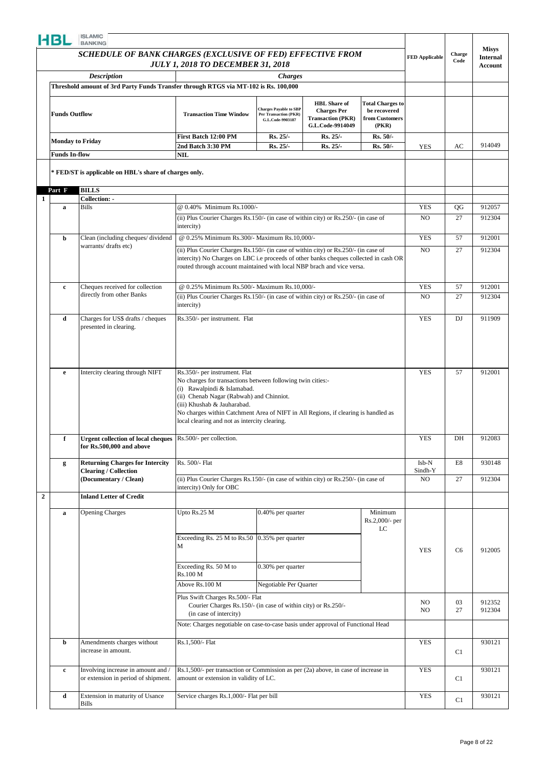# SCHEDULE OF BANK CHARGES (EXCLUSIVE OF FED) EFFECTIVE FROM JULY 1, 2018 TO DECEMBER 31, 2018

| | | Description | Charges | | | | FED Applicable | Charge Code | Misys Internal Account |
|---|---|---|---|---|---|---|---|---|---|
| | | Threshold amount of 3rd Party Funds Transfer through RTGS via MT-102 is Rs. 100,000 | | | | | | | |
| | | **Funds Outflow** | **Transaction Time Window** | **Charges Payable to SBP Per Transaction (PKR) G.L.Code-9903187** | **HBL Share of Charges Per Transaction (PKR) G.L.Code-9914049** | **Total Charges to be recovered from Customers (PKR)** | | | |
| | | **Monday to Friday** | **First Batch 12:00 PM** | **Rs. 25/-** | **Rs. 25/-** | **Rs. 50/-** | | | |
| | | | **2nd Batch 3:30 PM** | **Rs. 25/-** | **Rs. 25/-** | **Rs. 50/-** | YES | AC | 914049 |
| | | **Funds In-flow** | **NIL** | | | | | | |
| | | **\* FED/ST is applicable on HBL's share of charges only.** | | | | | | | |
| | **Part F** | **BILLS** | | | | | | | |
| **1** | | **Collection: -** | | | | | | | |
| | a | Bills | @ 0.40% Minimum Rs.1000/- | | | | YES | QG | 912057 |
| | | | (ii) Plus Courier Charges Rs.150/- (in case of within city) or Rs.250/- (in case of intercity) | | | | NO | 27 | 912304 |
| | b | Clean (including cheques/ dividend warrants/ drafts etc) | @ 0.25% Minimum Rs.300/- Maximum Rs.10,000/- | | | | YES | 57 | 912001 |
| | | | (ii) Plus Courier Charges Rs.150/- (in case of within city) or Rs.250/- (in case of intercity) No Charges on LBC i.e proceeds of other banks cheques collected in cash OR routed through account maintained with local NBP brach and vice versa. | | | | NO | 27 | 912304 |
| | c | Cheques received for collection directly from other Banks | @ 0.25% Minimum Rs.500/- Maximum Rs.10,000/- | | | | YES | 57 | 912001 |
| | | | (ii) Plus Courier Charges Rs.150/- (in case of within city) or Rs.250/- (in case of intercity) | | | | NO | 27 | 912304 |
| | d | Charges for US$ drafts / cheques presented in clearing. | Rs.350/- per instrument. Flat | | | | YES | DJ | 911909 |
| | e | Intercity clearing through NIFT | Rs.350/- per instrument. Flat<br>No charges for transactions between following twin cities:-<br>(i) Rawalpindi & Islamabad.<br>(ii) Chenab Nagar (Rabwah) and Chinniot.<br>(iii) Khushab & Jauharabad.<br>No charges within Catchment Area of NIFT in All Regions, if clearing is handled as local clearing and not as intercity clearing. | | | | YES | 57 | 912001 |
| | f | **Urgent collection of local cheques for Rs.500,000 and above** | Rs.500/- per collection. | | | | YES | DH | 912083 |
| | g | **Returning Charges for Intercity Clearing / Collection (Documentary / Clean)** | Rs. 500/- Flat | | | | Isb-N Sindh-Y | E8 | 930148 |
| | | | (ii) Plus Courier Charges Rs.150/- (in case of within city) or Rs.250/- (in case of intercity) Only for OBC | | | | NO | 27 | 912304 |
| **2** | | **Inland Letter of Credit** | | | | | | | |
| | a | Opening Charges | Upto Rs.25 M | 0.40% per quarter | | Minimum Rs.2,000/- per LC | | | |
| | | | Exceeding Rs. 25 M to Rs.50 M | 0.35% per quarter | | | YES | C6 | 912005 |
| | | | Exceeding Rs. 50 M to Rs.100 M | 0.30% per quarter | | | | | |
| | | | Above Rs.100 M | Negotiable Per Quarter | | | | | |
| | | | Plus Swift Charges Rs.500/- Flat<br>Courier Charges Rs.150/- (in case of within city) or Rs.250/- (in case of intercity) | | | | NO<br>NO | 03<br>27 | 912352<br>912304 |
| | | | Note: Charges negotiable on case-to-case basis under approval of Functional Head | | | | | | |
| | b | Amendments charges without increase in amount. | Rs.1,500/- Flat | | | | YES | C1 | 930121 |
| | c | Involving increase in amount and / or extension in period of shipment. | Rs.1,500/- per transaction or Commission as per (2a) above, in case of increase in amount or extension in validity of LC. | | | | YES | C1 | 930121 |
| | d | Extension in maturity of Usance Bills | Service charges Rs.1,000/- Flat per bill | | | | YES | C1 | 930121 |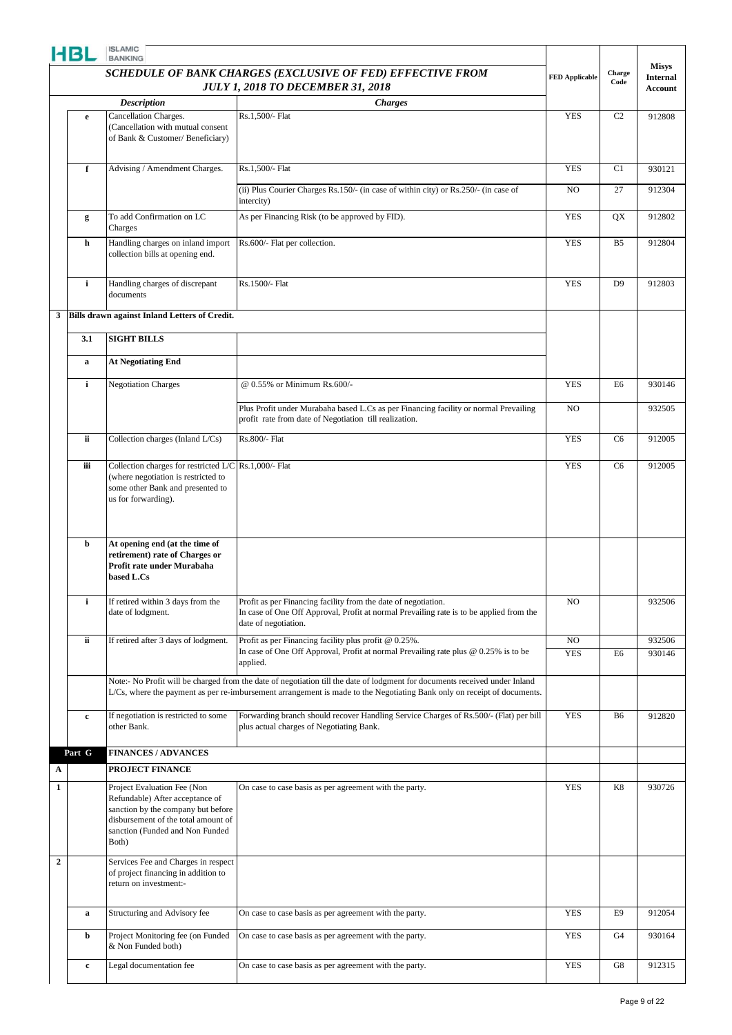**HBL ISLAMIC BANKING**

| | | Description | Charges | FED Applicable | Charge Code | Misys Internal Account |
|---|---|---|---|---|---|---|
| | | ***SCHEDULE OF BANK CHARGES (EXCLUSIVE OF FED) EFFECTIVE FROM JULY 1, 2018 TO DECEMBER 31, 2018*** | | | | |
| | e | Cancellation Charges. (Cancellation with mutual consent of Bank & Customer/ Beneficiary) | Rs.1,500/- Flat | YES | C2 | 912808 |
| | f | Advising / Amendment Charges. | Rs.1,500/- Flat | YES | C1 | 930121 |
| | | | (ii) Plus Courier Charges Rs.150/- (in case of within city) or Rs.250/- (in case of intercity) | NO | 27 | 912304 |
| | g | To add Confirmation on LC Charges | As per Financing Risk (to be approved by FID). | YES | QX | 912802 |
| | h | Handling charges on inland import collection bills at opening end. | Rs.600/- Flat per collection. | YES | B5 | 912804 |
| | i | Handling charges of discrepant documents | Rs.1500/- Flat | YES | D9 | 912803 |
| 3 | | **Bills drawn against Inland Letters of Credit.** | | | | |
| | 3.1 | **SIGHT BILLS** | | | | |
| | a | **At Negotiating End** | | | | |
| | i | Negotiation Charges | @ 0.55% or Minimum Rs.600/- | YES | E6 | 930146 |
| | | | Plus Profit under Murabaha based L.Cs as per Financing facility or normal Prevailing profit rate from date of Negotiation till realization. | NO | | 932505 |
| | ii | Collection charges (Inland L/Cs) | Rs.800/- Flat | YES | C6 | 912005 |
| | iii | Collection charges for restricted L/C (where negotiation is restricted to some other Bank and presented to us for forwarding). | Rs.1,000/- Flat | YES | C6 | 912005 |
| | b | **At opening end (at the time of retirement) rate of Charges or Profit rate under Murabaha based L.Cs** | | | | |
| | i | If retired within 3 days from the date of lodgment. | Profit as per Financing facility from the date of negotiation. In case of One Off Approval, Profit at normal Prevailing rate is to be applied from the date of negotiation. | NO | | 932506 |
| | ii | If retired after 3 days of lodgment. | Profit as per Financing facility plus profit @ 0.25%. | NO | | 932506 |
| | | | In case of One Off Approval, Profit at normal Prevailing rate plus @ 0.25% is to be applied. | YES | E6 | 930146 |
| | | | Note:- No Profit will be charged from the date of negotiation till the date of lodgment for documents received under Inland L/Cs, where the payment as per re-imbursement arrangement is made to the Negotiating Bank only on receipt of documents. | | | |
| | c | If negotiation is restricted to some other Bank. | Forwarding branch should recover Handling Service Charges of Rs.500/- (Flat) per bill plus actual charges of Negotiating Bank. | YES | B6 | 912820 |
| | Part G | **FINANCES / ADVANCES** | | | | |
| A | | **PROJECT FINANCE** | | | | |
| 1 | | Project Evaluation Fee (Non Refundable) After acceptance of sanction by the company but before disbursement of the total amount of sanction (Funded and Non Funded Both) | On case to case basis as per agreement with the party. | YES | K8 | 930726 |
| 2 | | Services Fee and Charges in respect of project financing in addition to return on investment:- | | | | |
| | a | Structuring and Advisory fee | On case to case basis as per agreement with the party. | YES | E9 | 912054 |
| | b | Project Monitoring fee (on Funded & Non Funded both) | On case to case basis as per agreement with the party. | YES | G4 | 930164 |
| | c | Legal documentation fee | On case to case basis as per agreement with the party. | YES | G8 | 912315 |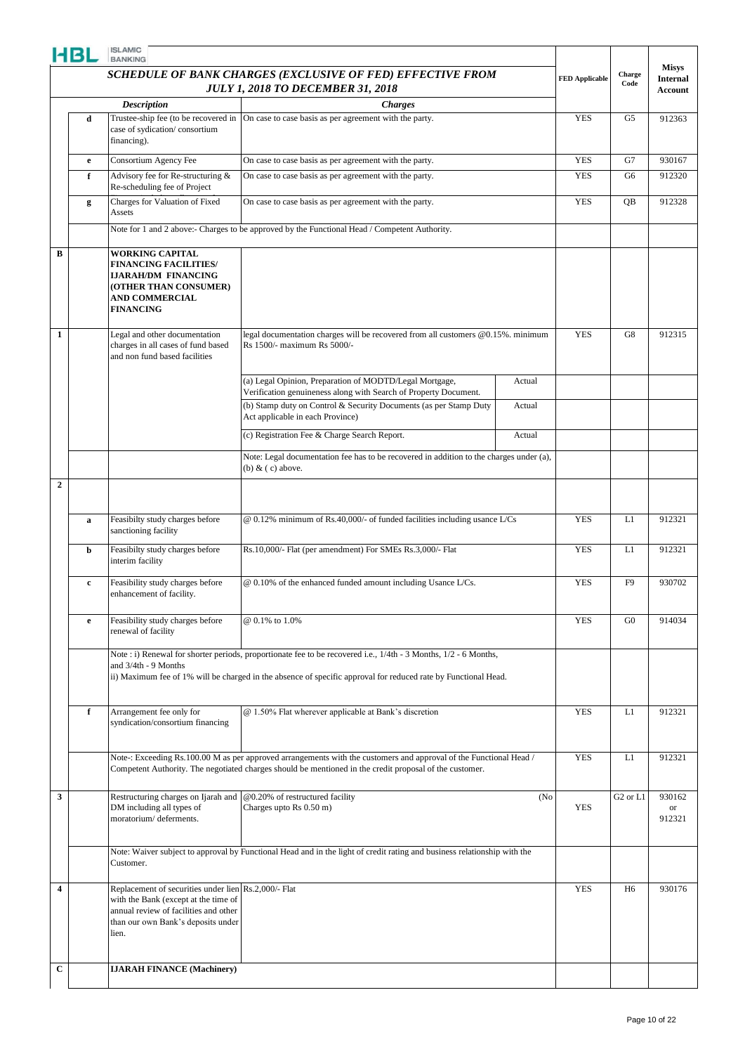HBL ISLAMIC BANKING

| | | *SCHEDULE OF BANK CHARGES (EXCLUSIVE OF FED) EFFECTIVE FROM JULY 1, 2018 TO DECEMBER 31, 2018* | | | FED Applicable | Charge Code | Misys Internal Account |
|---|---|---|---|---|---|---|---|
| | | ***Description*** | ***Charges*** | | | | |
| | **d** | Trustee-ship fee (to be recovered in case of sydication/ consortium financing). | On case to case basis as per agreement with the party. | | YES | G5 | 912363 |
| | **e** | Consortium Agency Fee | On case to case basis as per agreement with the party. | | YES | G7 | 930167 |
| | **f** | Advisory fee for Re-structuring & Re-scheduling fee of Project | On case to case basis as per agreement with the party. | | YES | G6 | 912320 |
| | **g** | Charges for Valuation of Fixed Assets | On case to case basis as per agreement with the party. | | YES | QB | 912328 |
| | | Note for 1 and 2 above:- Charges to be approved by the Functional Head / Competent Authority. | | | | | |
| **B** | | **WORKING CAPITAL FINANCING FACILITIES/ IJARAH/DM FINANCING (OTHER THAN CONSUMER) AND COMMERCIAL FINANCING** | | | | | |
| **1** | | Legal and other documentation charges in all cases of fund based and non fund based facilities | legal documentation charges will be recovered from all customers @0.15%. minimum Rs 1500/- maximum Rs 5000/- | | YES | G8 | 912315 |
| | | | (a) Legal Opinion, Preparation of MODTD/Legal Mortgage, Verification genuineness along with Search of Property Document. | Actual | | | |
| | | | (b) Stamp duty on Control & Security Documents (as per Stamp Duty Act applicable in each Province) | Actual | | | |
| | | | (c) Registration Fee & Charge Search Report. | Actual | | | |
| | | | Note: Legal documentation fee has to be recovered in addition to the charges under (a), (b) & ( c) above. | | | | |
| **2** | | | | | | | |
| | **a** | Feasibilty study charges before sanctioning facility | @ 0.12% minimum of Rs.40,000/- of funded facilities including usance L/Cs | | YES | L1 | 912321 |
| | **b** | Feasibilty study charges before interim facility | Rs.10,000/- Flat (per amendment) For SMEs Rs.3,000/- Flat | | YES | L1 | 912321 |
| | **c** | Feasibility study charges before enhancement of facility. | @ 0.10% of the enhanced funded amount including Usance L/Cs. | | YES | F9 | 930702 |
| | **e** | Feasibility study charges before renewal of facility | @ 0.1% to 1.0% | | YES | G0 | 914034 |
| | | Note : i) Renewal for shorter periods, proportionate fee to be recovered i.e., 1/4th - 3 Months, 1/2 - 6 Months, and 3/4th - 9 Months<br>ii) Maximum fee of 1% will be charged in the absence of specific approval for reduced rate by Functional Head. | | | | | |
| | **f** | Arrangement fee only for syndication/consortium financing | @ 1.50% Flat wherever applicable at Bank's discretion | | YES | L1 | 912321 |
| | | Note-: Exceeding Rs.100.00 M as per approved arrangements with the customers and approval of the Functional Head / Competent Authority. The negotiated charges should be mentioned in the credit proposal of the customer. | | | YES | L1 | 912321 |
| **3** | | Restructuring charges on Ijarah and DM including all types of moratorium/ deferments. | @0.20% of restructured facility<br>Charges upto Rs 0.50 m) | (No | YES | G2 or L1 | 930162 or 912321 |
| | | Note: Waiver subject to approval by Functional Head and in the light of credit rating and business relationship with the Customer. | | | | | |
| **4** | | Replacement of securities under lien with the Bank (except at the time of annual review of facilities and other than our own Bank's deposits under lien. | Rs.2,000/- Flat | | YES | H6 | 930176 |
| **C** | | **IJARAH FINANCE (Machinery)** | | | | | |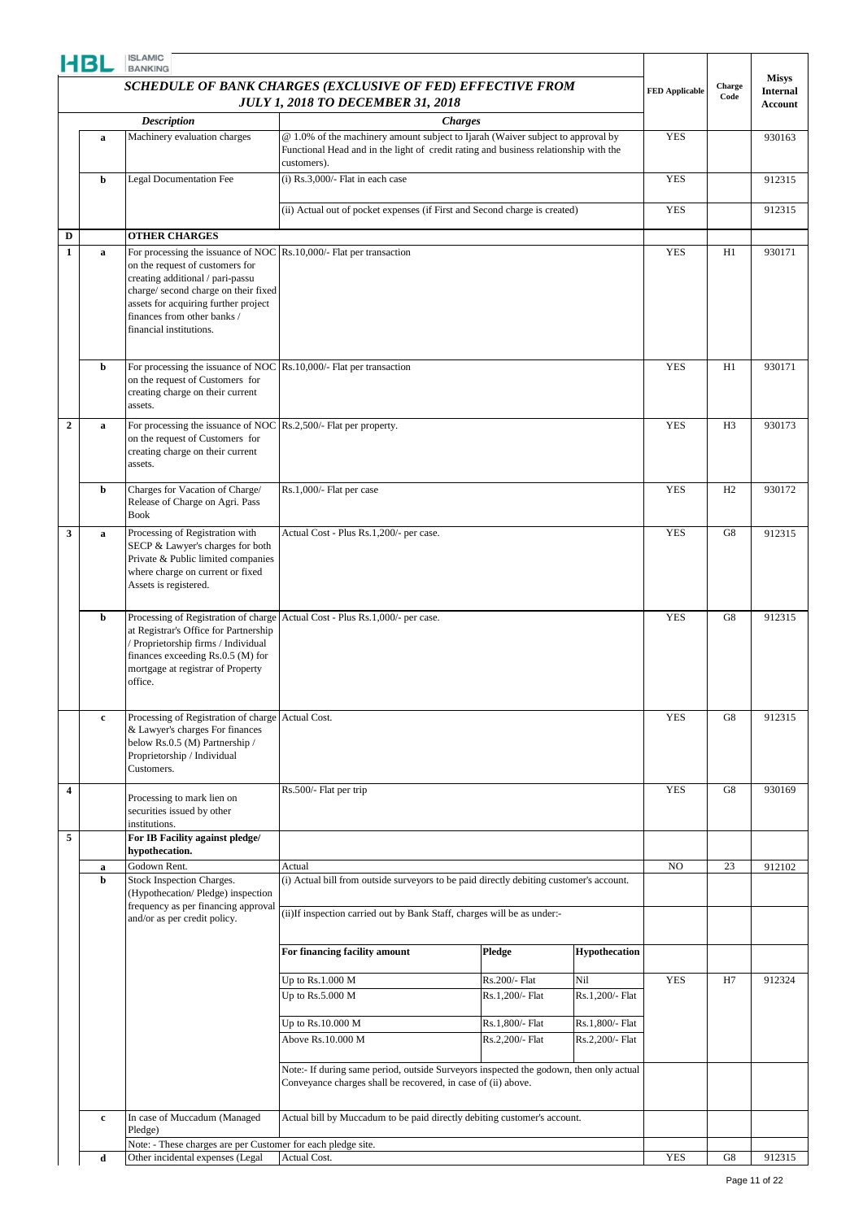HBL ISLAMIC BANKING

| | | SCHEDULE OF BANK CHARGES (EXCLUSIVE OF FED) EFFECTIVE FROM JULY 1, 2018 TO DECEMBER 31, 2018 | | | | FED Applicable | Charge Code | Misys Internal Account |
|---|---|---|---|---|---|---|---|---|
| | | ***Description*** | ***Charges*** | | | | | |
| | a | Machinery evaluation charges | @ 1.0% of the machinery amount subject to Ijarah (Waiver subject to approval by Functional Head and in the light of credit rating and business relationship with the customers). | | | YES | | 930163 |
| | b | Legal Documentation Fee | (i) Rs.3,000/- Flat in each case | | | YES | | 912315 |
| | | | (ii) Actual out of pocket expenses (if First and Second charge is created) | | | YES | | 912315 |
| **D** | | **OTHER CHARGES** | | | | | | |
| **1** | a | For processing the issuance of NOC on the request of customers for creating additional / pari-passu charge/ second charge on their fixed assets for acquiring further project finances from other banks / financial institutions. | Rs.10,000/- Flat per transaction | | | YES | H1 | 930171 |
| | b | For processing the issuance of NOC on the request of Customers for creating charge on their current assets. | Rs.10,000/- Flat per transaction | | | YES | H1 | 930171 |
| **2** | a | For processing the issuance of NOC on the request of Customers for creating charge on their current assets. | Rs.2,500/- Flat per property. | | | YES | H3 | 930173 |
| | b | Charges for Vacation of Charge/ Release of Charge on Agri. Pass Book | Rs.1,000/- Flat per case | | | YES | H2 | 930172 |
| **3** | a | Processing of Registration with SECP & Lawyer's charges for both Private & Public limited companies where charge on current or fixed Assets is registered. | Actual Cost - Plus Rs.1,200/- per case. | | | YES | G8 | 912315 |
| | b | Processing of Registration of charge at Registrar's Office for Partnership / Proprietorship firms / Individual finances exceeding Rs.0.5 (M) for mortgage at registrar of Property office. | Actual Cost - Plus Rs.1,000/- per case. | | | YES | G8 | 912315 |
| | c | Processing of Registration of charge & Lawyer's charges For finances below Rs.0.5 (M) Partnership / Proprietorship / Individual Customers. | Actual Cost. | | | YES | G8 | 912315 |
| **4** | | Processing to mark lien on securities issued by other institutions. | Rs.500/- Flat per trip | | | YES | G8 | 930169 |
| **5** | | **For IB Facility against pledge/ hypothecation.** | | | | | | |
| | a | Godown Rent. | Actual | | | NO | 23 | 912102 |
| | b | Stock Inspection Charges. (Hypothecation/ Pledge) inspection frequency as per financing approval and/or as per credit policy. | (i) Actual bill from outside surveyors to be paid directly debiting customer's account. | | | | | |
| | | | (ii)If inspection carried out by Bank Staff, charges will be as under:- | | | | | |
| | | | **For financing facility amount** | **Pledge** | **Hypothecation** | | | |
| | | | Up to Rs.1.000 M | Rs.200/- Flat | Nil | YES | H7 | 912324 |
| | | | Up to Rs.5.000 M | Rs.1,200/- Flat | Rs.1,200/- Flat | | | |
| | | | Up to Rs.10.000 M | Rs.1,800/- Flat | Rs.1,800/- Flat | | | |
| | | | Above Rs.10.000 M | Rs.2,200/- Flat | Rs.2,200/- Flat | | | |
| | | | Note:- If during same period, outside Surveyors inspected the godown, then only actual Conveyance charges shall be recovered, in case of (ii) above. | | | | | |
| | c | In case of Muccadum (Managed Pledge) | Actual bill by Muccadum to be paid directly debiting customer's account. | | | | | |
| | | Note: - These charges are per Customer for each pledge site. | | | | | | |
| | d | Other incidental expenses (Legal | Actual Cost. | | | YES | G8 | 912315 |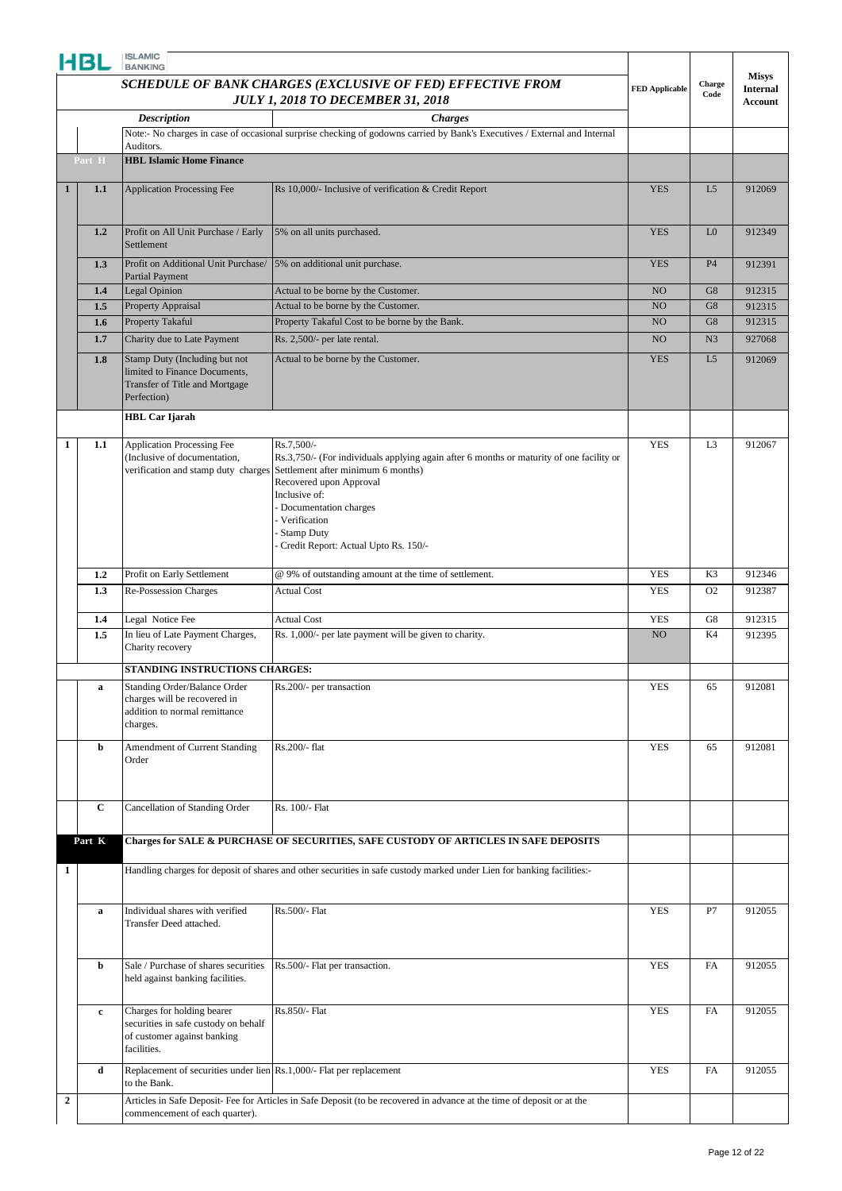HBL ISLAMIC BANKING

| | | *Description* | *Charges* | FED Applicable | Charge Code | Misys Internal Account |
|---|---|---|---|---|---|---|
| | | ***SCHEDULE OF BANK CHARGES (EXCLUSIVE OF FED) EFFECTIVE FROM JULY 1, 2018 TO DECEMBER 31, 2018*** | | | | |
| | | Note:- No charges in case of occasional surprise checking of godowns carried by Bank's Executives / External and Internal Auditors. | | | | |
| | Part H | **HBL Islamic Home Finance** | | | | |
| 1 | 1.1 | Application Processing Fee | Rs 10,000/- Inclusive of verification & Credit Report | YES | L5 | 912069 |
| | 1.2 | Profit on All Unit Purchase / Early Settlement | 5% on all units purchased. | YES | L0 | 912349 |
| | 1.3 | Profit on Additional Unit Purchase/ Partial Payment | 5% on additional unit purchase. | YES | P4 | 912391 |
| | 1.4 | Legal Opinion | Actual to be borne by the Customer. | NO | G8 | 912315 |
| | 1.5 | Property Appraisal | Actual to be borne by the Customer. | NO | G8 | 912315 |
| | 1.6 | Property Takaful | Property Takaful Cost to be borne by the Bank. | NO | G8 | 912315 |
| | 1.7 | Charity due to Late Payment | Rs. 2,500/- per late rental. | NO | N3 | 927068 |
| | 1.8 | Stamp Duty (Including but not limited to Finance Documents, Transfer of Title and Mortgage Perfection) | Actual to be borne by the Customer. | YES | L5 | 912069 |
| | | **HBL Car Ijarah** | | | | |
| 1 | 1.1 | Application Processing Fee (Inclusive of documentation, verification and stamp duty charges | Rs.7,500/-<br>Rs.3,750/- (For individuals applying again after 6 months or maturity of one facility or Settlement after minimum 6 months)<br>Recovered upon Approval<br>Inclusive of:<br>- Documentation charges<br>- Verification<br>- Stamp Duty<br>- Credit Report: Actual Upto Rs. 150/- | YES | L3 | 912067 |
| | 1.2 | Profit on Early Settlement | @ 9% of outstanding amount at the time of settlement. | YES | K3 | 912346 |
| | 1.3 | Re-Possession Charges | Actual Cost | YES | O2 | 912387 |
| | 1.4 | Legal Notice Fee | Actual Cost | YES | G8 | 912315 |
| | 1.5 | In lieu of Late Payment Charges, Charity recovery | Rs. 1,000/- per late payment will be given to charity. | NO | K4 | 912395 |
| | | **STANDING INSTRUCTIONS CHARGES:** | | | | |
| | a | Standing Order/Balance Order charges will be recovered in addition to normal remittance charges. | Rs.200/- per transaction | YES | 65 | 912081 |
| | b | Amendment of Current Standing Order | Rs.200/- flat | YES | 65 | 912081 |
| | C | Cancellation of Standing Order | Rs. 100/- Flat | | | |
| | Part K | **Charges for SALE & PURCHASE OF SECURITIES, SAFE CUSTODY OF ARTICLES IN SAFE DEPOSITS** | | | | |
| 1 | | Handling charges for deposit of shares and other securities in safe custody marked under Lien for banking facilities:- | | | | |
| | a | Individual shares with verified Transfer Deed attached. | Rs.500/- Flat | YES | P7 | 912055 |
| | b | Sale / Purchase of shares securities held against banking facilities. | Rs.500/- Flat per transaction. | YES | FA | 912055 |
| | c | Charges for holding bearer securities in safe custody on behalf of customer against banking facilities. | Rs.850/- Flat | YES | FA | 912055 |
| | d | Replacement of securities under lien to the Bank. | Rs.1,000/- Flat per replacement | YES | FA | 912055 |
| 2 | | Articles in Safe Deposit- Fee for Articles in Safe Deposit (to be recovered in advance at the time of deposit or at the commencement of each quarter). | | | | |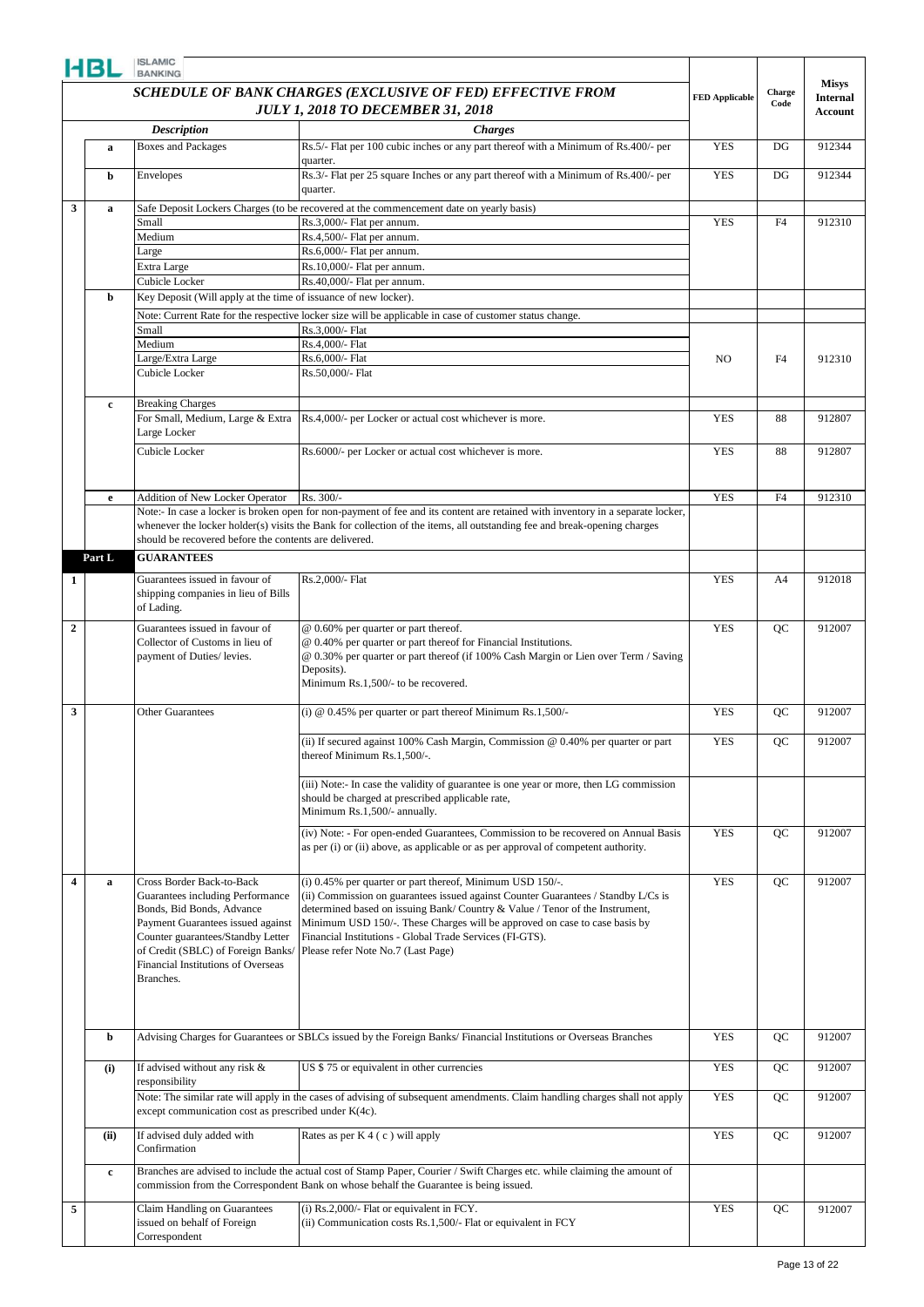**SCHEDULE OF BANK CHARGES (EXCLUSIVE OF FED) EFFECTIVE FROM JULY 1, 2018 TO DECEMBER 31, 2018**

| | | Description | Charges | FED Applicable | Charge Code | Misys Internal Account |
|---|---|---|---|---|---|---|
| | a | Boxes and Packages | Rs.5/- Flat per 100 cubic inches or any part thereof with a Minimum of Rs.400/- per quarter. | YES | DG | 912344 |
| | b | Envelopes | Rs.3/- Flat per 25 square Inches or any part thereof with a Minimum of Rs.400/- per quarter. | YES | DG | 912344 |
| 3 | a | Safe Deposit Lockers Charges (to be recovered at the commencement date on yearly basis) | | | | |
| | | Small | Rs.3,000/- Flat per annum. | YES | F4 | 912310 |
| | | Medium | Rs.4,500/- Flat per annum. | | | |
| | | Large | Rs.6,000/- Flat per annum. | | | |
| | | Extra Large | Rs.10,000/- Flat per annum. | | | |
| | | Cubicle Locker | Rs.40,000/- Flat per annum. | | | |
| | b | Key Deposit (Will apply at the time of issuance of new locker). | | | | |
| | | Note: Current Rate for the respective locker size will be applicable in case of customer status change. | | | | |
| | | Small | Rs.3,000/- Flat | NO | F4 | 912310 |
| | | Medium | Rs.4,000/- Flat | | | |
| | | Large/Extra Large | Rs.6,000/- Flat | | | |
| | | Cubicle Locker | Rs.50,000/- Flat | | | |
| | c | Breaking Charges | | | | |
| | | For Small, Medium, Large & Extra Large Locker | Rs.4,000/- per Locker or actual cost whichever is more. | YES | 88 | 912807 |
| | | Cubicle Locker | Rs.6000/- per Locker or actual cost whichever is more. | YES | 88 | 912807 |
| | e | Addition of New Locker Operator | Rs. 300/- | YES | F4 | 912310 |
| | | Note:- In case a locker is broken open for non-payment of fee and its content are retained with inventory in a separate locker, whenever the locker holder(s) visits the Bank for collection of the items, all outstanding fee and break-opening charges should be recovered before the contents are delivered. | | | | |
| **Part L** | | **GUARANTEES** | | | | |
| 1 | | Guarantees issued in favour of shipping companies in lieu of Bills of Lading. | Rs.2,000/- Flat | YES | A4 | 912018 |
| 2 | | Guarantees issued in favour of Collector of Customs in lieu of payment of Duties/ levies. | @ 0.60% per quarter or part thereof.<br>@ 0.40% per quarter or part thereof for Financial Institutions.<br>@ 0.30% per quarter or part thereof (if 100% Cash Margin or Lien over Term / Saving Deposits).<br>Minimum Rs.1,500/- to be recovered. | YES | QC | 912007 |
| 3 | | Other Guarantees | (i) @ 0.45% per quarter or part thereof Minimum Rs.1,500/- | YES | QC | 912007 |
| | | | (ii) If secured against 100% Cash Margin, Commission @ 0.40% per quarter or part thereof Minimum Rs.1,500/-. | YES | QC | 912007 |
| | | | (iii) Note:- In case the validity of guarantee is one year or more, then LG commission should be charged at prescribed applicable rate, Minimum Rs.1,500/- annually. | | | |
| | | | (iv) Note: - For open-ended Guarantees, Commission to be recovered on Annual Basis as per (i) or (ii) above, as applicable or as per approval of competent authority. | YES | QC | 912007 |
| 4 | a | Cross Border Back-to-Back Guarantees including Performance Bonds, Bid Bonds, Advance Payment Guarantees issued against Counter guarantees/Standby Letter of Credit (SBLC) of Foreign Banks/ Financial Institutions of Overseas Branches. | (i) 0.45% per quarter or part thereof, Minimum USD 150/-.<br>(ii) Commission on guarantees issued against Counter Guarantees / Standby L/Cs is determined based on issuing Bank/ Country & Value / Tenor of the Instrument, Minimum USD 150/-. These Charges will be approved on case to case basis by Financial Institutions - Global Trade Services (FI-GTS).<br>Please refer Note No.7 (Last Page) | YES | QC | 912007 |
| | b | Advising Charges for Guarantees or SBLCs issued by the Foreign Banks/ Financial Institutions or Overseas Branches | | YES | QC | 912007 |
| | (i) | If advised without any risk & responsibility | US $ 75 or equivalent in other currencies | YES | QC | 912007 |
| | | Note: The similar rate will apply in the cases of advising of subsequent amendments. Claim handling charges shall not apply except communication cost as prescribed under K(4c). | | YES | QC | 912007 |
| | (ii) | If advised duly added with Confirmation | Rates as per K 4 ( c ) will apply | YES | QC | 912007 |
| | c | Branches are advised to include the actual cost of Stamp Paper, Courier / Swift Charges etc. while claiming the amount of commission from the Correspondent Bank on whose behalf the Guarantee is being issued. | | | | |
| 5 | | Claim Handling on Guarantees issued on behalf of Foreign Correspondent | (i) Rs.2,000/- Flat or equivalent in FCY.<br>(ii) Communication costs Rs.1,500/- Flat or equivalent in FCY | YES | QC | 912007 |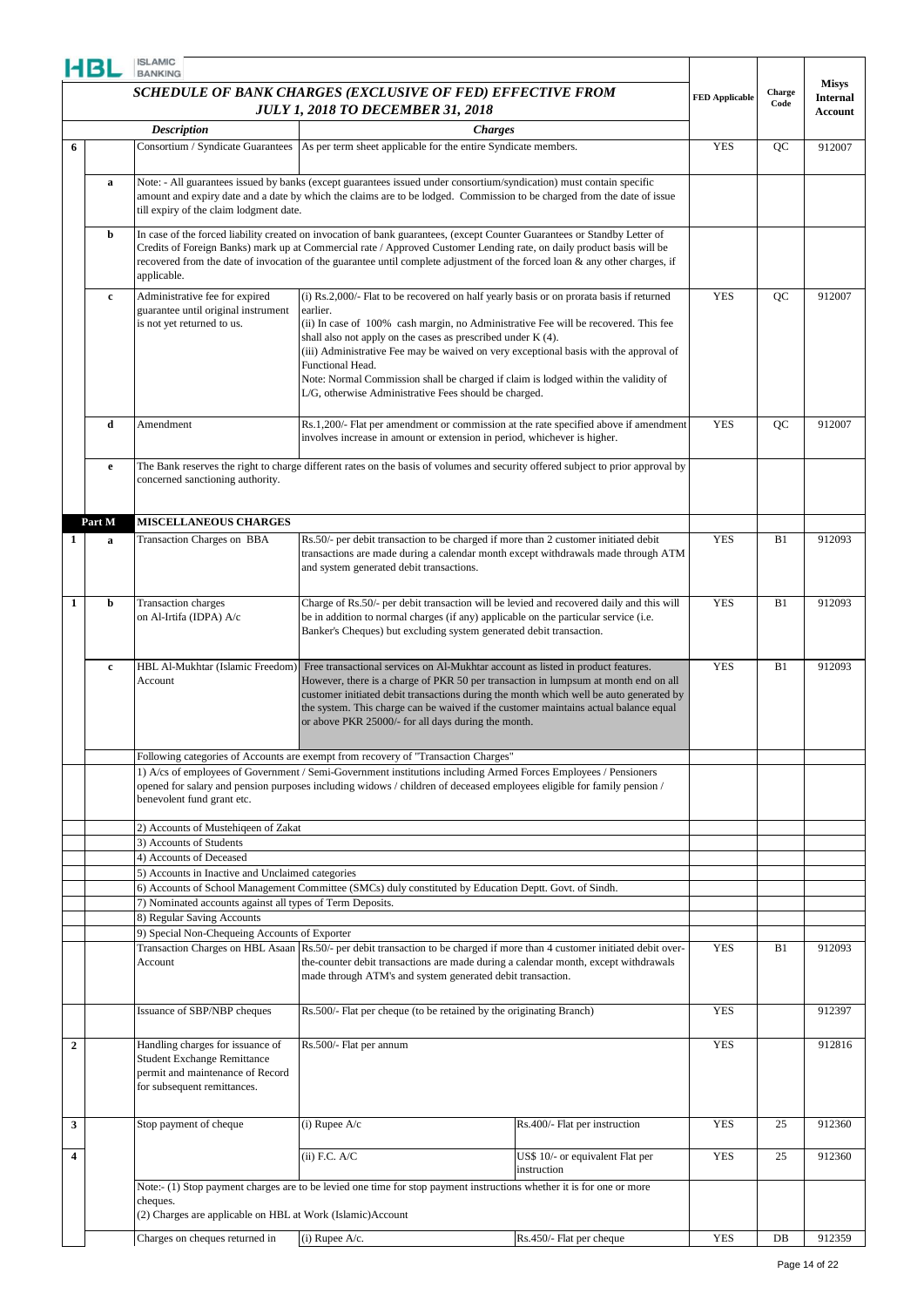**HBL ISLAMIC BANKING**

| | | ***SCHEDULE OF BANK CHARGES (EXCLUSIVE OF FED) EFFECTIVE FROM JULY 1, 2018 TO DECEMBER 31, 2018*** | | | FED Applicable | Charge Code | Misys Internal Account |
|---|---|---|---|---|---|---|---|
| | | ***Description*** | ***Charges*** | | | | |
| 6 | | Consortium / Syndicate Guarantees | As per term sheet applicable for the entire Syndicate members. | | YES | QC | 912007 |
| | a | Note: - All guarantees issued by banks (except guarantees issued under consortium/syndication) must contain specific amount and expiry date and a date by which the claims are to be lodged. Commission to be charged from the date of issue till expiry of the claim lodgment date. | | | | | |
| | b | In case of the forced liability created on invocation of bank guarantees, (except Counter Guarantees or Standby Letter of Credits of Foreign Banks) mark up at Commercial rate / Approved Customer Lending rate, on daily product basis will be recovered from the date of invocation of the guarantee until complete adjustment of the forced loan & any other charges, if applicable. | | | | | |
| | c | Administrative fee for expired guarantee until original instrument is not yet returned to us. | (i) Rs.2,000/- Flat to be recovered on half yearly basis or on prorata basis if returned earlier.<br>(ii) In case of 100% cash margin, no Administrative Fee will be recovered. This fee shall also not apply on the cases as prescribed under K (4).<br>(iii) Administrative Fee may be waived on very exceptional basis with the approval of Functional Head.<br>Note: Normal Commission shall be charged if claim is lodged within the validity of L/G, otherwise Administrative Fees should be charged. | | YES | QC | 912007 |
| | d | Amendment | Rs.1,200/- Flat per amendment or commission at the rate specified above if amendment involves increase in amount or extension in period, whichever is higher. | | YES | QC | 912007 |
| | e | The Bank reserves the right to charge different rates on the basis of volumes and security offered subject to prior approval by concerned sanctioning authority. | | | | | |
| | **Part M** | **MISCELLANEOUS CHARGES** | | | | | |
| 1 | a | Transaction Charges on BBA | Rs.50/- per debit transaction to be charged if more than 2 customer initiated debit transactions are made during a calendar month except withdrawals made through ATM and system generated debit transactions. | | YES | B1 | 912093 |
| 1 | b | Transaction charges on Al-Irtifa (IDPA) A/c | Charge of Rs.50/- per debit transaction will be levied and recovered daily and this will be in addition to normal charges (if any) applicable on the particular service (i.e. Banker's Cheques) but excluding system generated debit transaction. | | YES | B1 | 912093 |
| | c | HBL Al-Mukhtar (Islamic Freedom) Account | Free transactional services on Al-Mukhtar account as listed in product features. However, there is a charge of PKR 50 per transaction in lumpsum at month end on all customer initiated debit transactions during the month which well be auto generated by the system. This charge can be waived if the customer maintains actual balance equal or above PKR 25000/- for all days during the month. | | YES | B1 | 912093 |
| | | Following categories of Accounts are exempt from recovery of "Transaction Charges" | | | | | |
| | | 1) A/cs of employees of Government / Semi-Government institutions including Armed Forces Employees / Pensioners opened for salary and pension purposes including widows / children of deceased employees eligible for family pension / benevolent fund grant etc. | | | | | |
| | | 2) Accounts of Mustehiqeen of Zakat | | | | | |
| | | 3) Accounts of Students | | | | | |
| | | 4) Accounts of Deceased | | | | | |
| | | 5) Accounts in Inactive and Unclaimed categories | | | | | |
| | | 6) Accounts of School Management Committee (SMCs) duly constituted by Education Deptt. Govt. of Sindh. | | | | | |
| | | 7) Nominated accounts against all types of Term Deposits. | | | | | |
| | | 8) Regular Saving Accounts | | | | | |
| | | 9) Special Non-Chequeing Accounts of Exporter | | | | | |
| | | Transaction Charges on HBL Asaan Account | Rs.50/- per debit transaction to be charged if more than 4 customer initiated debit over-the-counter debit transactions are made during a calendar month, except withdrawals made through ATM's and system generated debit transaction. | | YES | B1 | 912093 |
| | | Issuance of SBP/NBP cheques | Rs.500/- Flat per cheque (to be retained by the originating Branch) | | YES | | 912397 |
| 2 | | Handling charges for issuance of Student Exchange Remittance permit and maintenance of Record for subsequent remittances. | Rs.500/- Flat per annum | | YES | | 912816 |
| 3 | | Stop payment of cheque | (i) Rupee A/c | Rs.400/- Flat per instruction | YES | 25 | 912360 |
| 4 | | | (ii) F.C. A/C | US$ 10/- or equivalent Flat per instruction | YES | 25 | 912360 |
| | | Note:- (1) Stop payment charges are to be levied one time for stop payment instructions whether it is for one or more cheques.<br>(2) Charges are applicable on HBL at Work (Islamic)Account | | | | | |
| | | Charges on cheques returned in | (i) Rupee A/c. | Rs.450/- Flat per cheque | YES | DB | 912359 |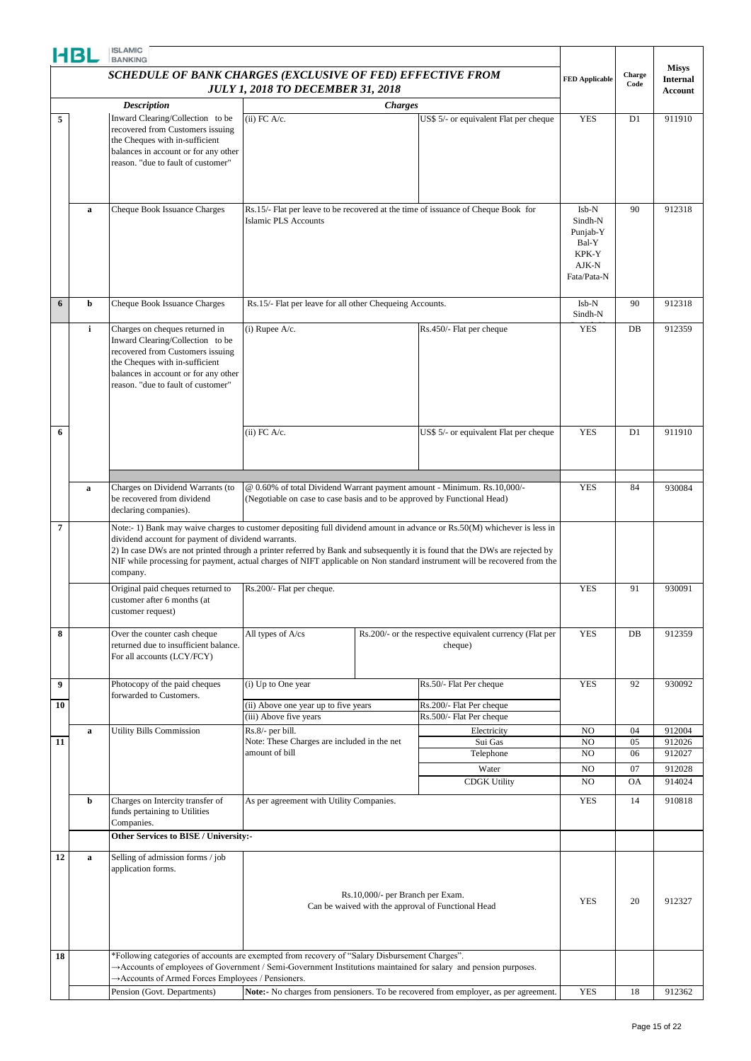# SCHEDULE OF BANK CHARGES (EXCLUSIVE OF FED) EFFECTIVE FROM JULY 1, 2018 TO DECEMBER 31, 2018

| | | Description | Charges | | FED Applicable | Charge Code | Misys Internal Account |
|---|---|---|---|---|---|---|---|
| 5 | | Inward Clearing/Collection to be recovered from Customers issuing the Cheques with in-sufficient balances in account or for any other reason. "due to fault of customer" | (ii) FC A/c. | US$ 5/- or equivalent Flat per cheque | YES | D1 | 911910 |
| | a | Cheque Book Issuance Charges | Rs.15/- Flat per leave to be recovered at the time of issuance of Cheque Book for Islamic PLS Accounts | | Isb-N Sindh-N Punjab-Y Bal-Y KPK-Y AJK-N Fata/Pata-N | 90 | 912318 |
| 6 | b | Cheque Book Issuance Charges | Rs.15/- Flat per leave for all other Chequeing Accounts. | | Isb-N Sindh-N | 90 | 912318 |
| | i | Charges on cheques returned in Inward Clearing/Collection to be recovered from Customers issuing the Cheques with in-sufficient balances in account or for any other reason. "due to fault of customer" | (i) Rupee A/c. | Rs.450/- Flat per cheque | YES | DB | 912359 |
| 6 | | | (ii) FC A/c. | US$ 5/- or equivalent Flat per cheque | YES | D1 | 911910 |
| | a | Charges on Dividend Warrants (to be recovered from dividend declaring companies). | @ 0.60% of total Dividend Warrant payment amount - Minimum. Rs.10,000/- (Negotiable on case to case basis and to be approved by Functional Head) | | YES | 84 | 930084 |
| 7 | | Note:- 1) Bank may waive charges to customer depositing full dividend amount in advance or Rs.50(M) whichever is less in dividend account for payment of dividend warrants. 2) In case DWs are not printed through a printer referred by Bank and subsequently it is found that the DWs are rejected by NIF while processing for payment, actual charges of NIFT applicable on Non standard instrument will be recovered from the company. | | | | | |
| | | Original paid cheques returned to customer after 6 months (at customer request) | Rs.200/- Flat per cheque. | | YES | 91 | 930091 |
| 8 | | Over the counter cash cheque returned due to insufficient balance. For all accounts (LCY/FCY) | All types of A/cs | Rs.200/- or the respective equivalent currency (Flat per cheque) | YES | DB | 912359 |
| 9 | | Photocopy of the paid cheques forwarded to Customers. | (i) Up to One year | Rs.50/- Flat Per cheque | YES | 92 | 930092 |
| 10 | | | (ii) Above one year up to five years | Rs.200/- Flat Per cheque | | | |
| | | | (iii) Above five years | Rs.500/- Flat Per cheque | | | |
| 11 | a | Utility Bills Commission | Rs.8/- per bill. Note: These Charges are included in the net amount of bill | Electricity | NO | 04 | 912004 |
| | | | | Sui Gas | NO | 05 | 912026 |
| | | | | Telephone | NO | 06 | 912027 |
| | | | | Water | NO | 07 | 912028 |
| | | | | CDGK Utility | NO | OA | 914024 |
| | b | Charges on Intercity transfer of funds pertaining to Utilities Companies. | As per agreement with Utility Companies. | | YES | 14 | 910818 |
| | | **Other Services to BISE / University:-** | | | | | |
| 12 | a | Selling of admission forms / job application forms. | Rs.10,000/- per Branch per Exam. Can be waived with the approval of Functional Head | | YES | 20 | 912327 |
| 18 | | *Following categories of accounts are exempted from recovery of "Salary Disbursement Charges". →Accounts of employees of Government / Semi-Government Institutions maintained for salary and pension purposes. →Accounts of Armed Forces Employees / Pensioners. | | | | | |
| | | Pension (Govt. Departments) | **Note:-** No charges from pensioners. To be recovered from employer, as per agreement. | | YES | 18 | 912362 |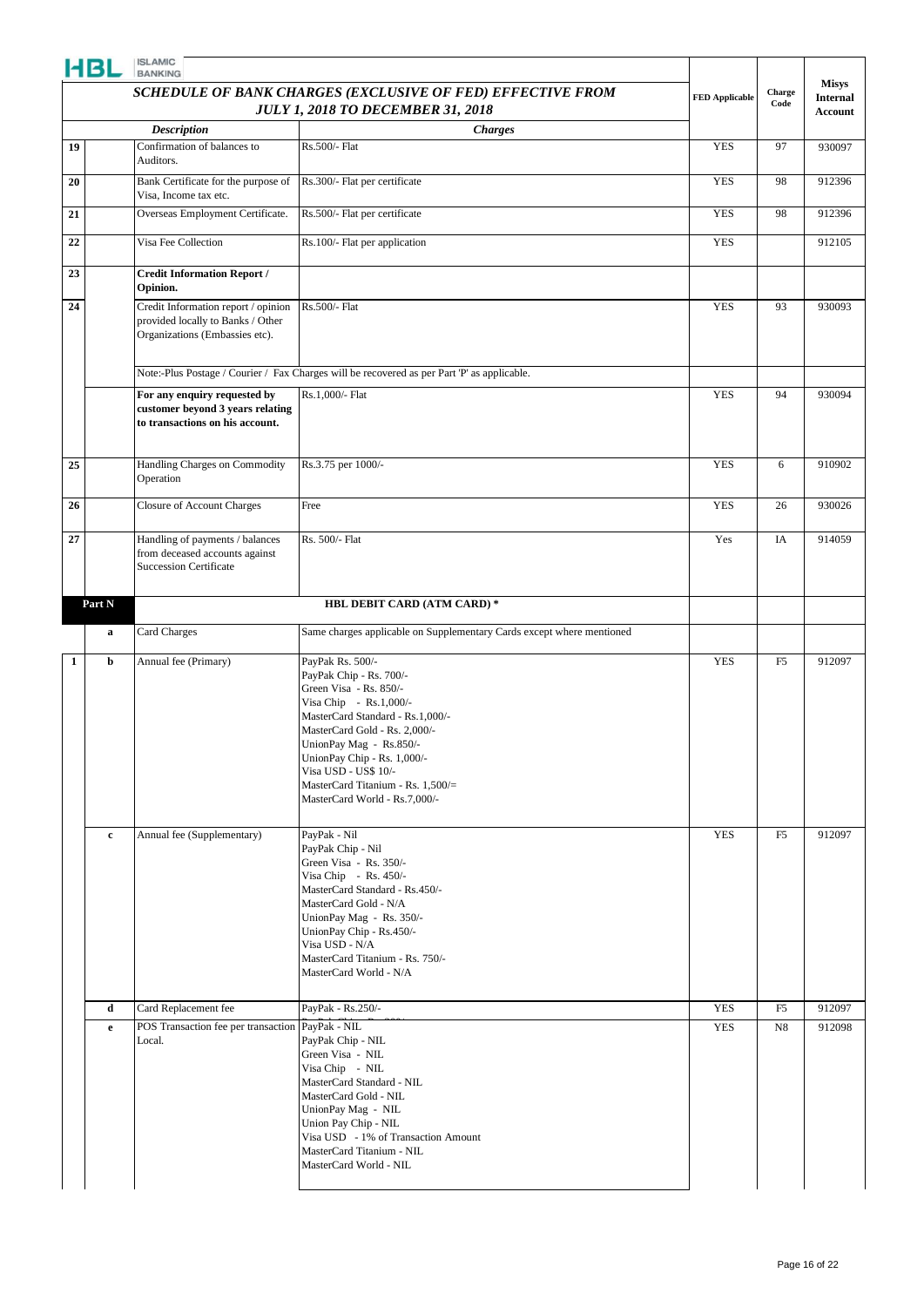| | | Description | Charges | FED Applicable | Charge Code | Misys Internal Account |
|---|---|---|---|---|---|---|
| | | **SCHEDULE OF BANK CHARGES (EXCLUSIVE OF FED) EFFECTIVE FROM JULY 1, 2018 TO DECEMBER 31, 2018** | | | | |
| 19 | | Confirmation of balances to Auditors. | Rs.500/- Flat | YES | 97 | 930097 |
| 20 | | Bank Certificate for the purpose of Visa, Income tax etc. | Rs.300/- Flat per certificate | YES | 98 | 912396 |
| 21 | | Overseas Employment Certificate. | Rs.500/- Flat per certificate | YES | 98 | 912396 |
| 22 | | Visa Fee Collection | Rs.100/- Flat per application | YES | | 912105 |
| 23 | | **Credit Information Report / Opinion.** | | | | |
| 24 | | Credit Information report / opinion provided locally to Banks / Other Organizations (Embassies etc). | Rs.500/- Flat | YES | 93 | 930093 |
| | | | Note:-Plus Postage / Courier / Fax Charges will be recovered as per Part 'P' as applicable. | | | |
| | | **For any enquiry requested by customer beyond 3 years relating to transactions on his account.** | Rs.1,000/- Flat | YES | 94 | 930094 |
| 25 | | Handling Charges on Commodity Operation | Rs.3.75 per 1000/- | YES | 6 | 910902 |
| 26 | | Closure of Account Charges | Free | YES | 26 | 930026 |
| 27 | | Handling of payments / balances from deceased accounts against Succession Certificate | Rs. 500/- Flat | Yes | IA | 914059 |
| **Part N** | | | **HBL DEBIT CARD (ATM CARD) *** | | | |
| | a | Card Charges | Same charges applicable on Supplementary Cards except where mentioned | | | |
| 1 | b | Annual fee (Primary) | PayPak Rs. 500/-<br>PayPak Chip - Rs. 700/-<br>Green Visa - Rs. 850/-<br>Visa Chip - Rs.1,000/-<br>MasterCard Standard - Rs.1,000/-<br>MasterCard Gold - Rs. 2,000/-<br>UnionPay Mag - Rs.850/-<br>UnionPay Chip - Rs. 1,000/-<br>Visa USD - US$ 10/-<br>MasterCard Titanium - Rs. 1,500/=<br>MasterCard World - Rs.7,000/- | YES | F5 | 912097 |
| | c | Annual fee (Supplementary) | PayPak - Nil<br>PayPak Chip - Nil<br>Green Visa - Rs. 350/-<br>Visa Chip - Rs. 450/-<br>MasterCard Standard - Rs.450/-<br>MasterCard Gold - N/A<br>UnionPay Mag - Rs. 350/-<br>UnionPay Chip - Rs.450/-<br>Visa USD - N/A<br>MasterCard Titanium - Rs. 750/-<br>MasterCard World - N/A | YES | F5 | 912097 |
| | d | Card Replacement fee | PayPak - Rs.250/- | YES | F5 | 912097 |
| | e | POS Transaction fee per transaction Local. | PayPak - NIL<br>PayPak Chip - NIL<br>Green Visa - NIL<br>Visa Chip - NIL<br>MasterCard Standard - NIL<br>MasterCard Gold - NIL<br>UnionPay Mag - NIL<br>Union Pay Chip - NIL<br>Visa USD - 1% of Transaction Amount<br>MasterCard Titanium - NIL<br>MasterCard World - NIL | YES | N8 | 912098 |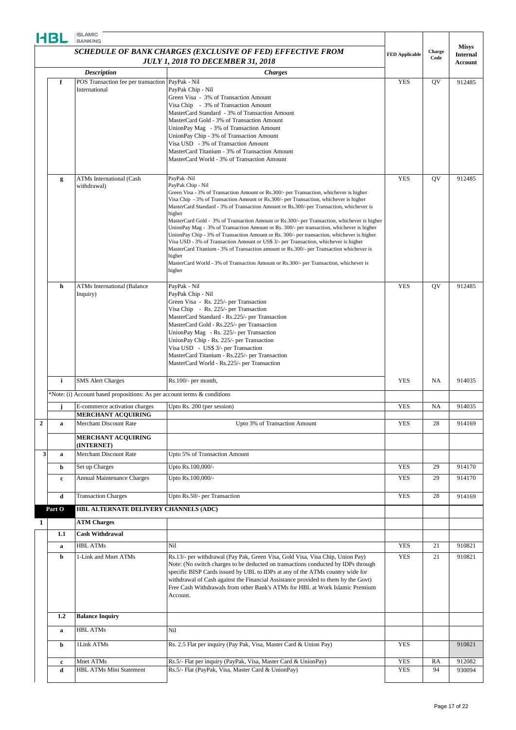## SCHEDULE OF BANK CHARGES (EXCLUSIVE OF FED) EFFECTIVE FROM JULY 1, 2018 TO DECEMBER 31, 2018

| | | Description | Charges | FED Applicable | Charge Code | Misys Internal Account |
|---|---|---|---|---|---|---|
| | f | POS Transaction fee per transaction International | PayPak - Nil<br>PayPak Chip - Nil<br>Green Visa - 3% of Transaction Amount<br>Visa Chip - 3% of Transaction Amount<br>MasterCard Standard - 3% of Transaction Amount<br>MasterCard Gold - 3% of Transaction Amount<br>UnionPay Mag - 3% of Transaction Amount<br>UnionPay Chip - 3% of Transaction Amount<br>Visa USD - 3% of Transaction Amount<br>MasterCard Titanium - 3% of Transaction Amount<br>MasterCard World - 3% of Transaction Amount | YES | QV | 912485 |
| | g | ATMs International (Cash withdrawal) | PayPak -Nil<br>PayPak Chip - Nil<br>Green Visa - 3% of Transaction Amount or Rs.300/- per Transaction, whichever is higher<br>Visa Chip - 3% of Transaction Amount or Rs.300/- per Transaction, whichever is higher<br>MasterCard Standard - 3% of Transaction Amount or Rs.300/-per Transaction, whichever is higher<br>MasterCard Gold - 3% of Transaction Amount or Rs.300/- per Transaction, whichever is higher<br>UnionPay Mag - 3% of Transaction Amount or Rs. 300/- per transaction, whichever is higher<br>UnionPay Chip - 3% of Transaction Amount or Rs. 300/- per transaction, whichever is higher<br>Visa USD - 3% of Transaction Amount or US$ 3/- per Transaction, whichever is higher<br>MasterCard Titanium - 3% of Transaction amount or Rs.300/- per Transaction whichever is higher<br>MasterCard World - 3% of Transaction Amount or Rs.300/- per Transaction, whichever is higher | YES | QV | 912485 |
| | h | ATMs International (Balance Inquiry) | PayPak - Nil<br>PayPak Chip - Nil<br>Green Visa - Rs. 225/- per Transaction<br>Visa Chip - Rs. 225/- per Transaction<br>MasterCard Standard - Rs.225/- per Transaction<br>MasterCard Gold - Rs.225/- per Transaction<br>UnionPay Mag - Rs. 225/- per Transaction<br>UnionPay Chip - Rs. 225/- per Transaction<br>Visa USD - US$ 3/- per Transaction<br>MasterCard Titanium - Rs.225/- per Transaction<br>MasterCard World - Rs.225/- per Transaction | YES | QV | 912485 |
| | i | SMS Alert Charges | Rs.100/- per month, | YES | NA | 914035 |
| | | *Note: (i) Account based propositions: As per account terms & conditions | | | | |
| | j | E-commerce activation charges | Upto Rs. 200 (per session) | YES | NA | 914035 |
| | | **MERCHANT ACQUIRING** | | | | |
| 2 | a | Merchant Discount Rate | Upto 3% of Transaction Amount | YES | 28 | 914169 |
| | | **MERCHANT ACQUIRING (INTERNET)** | | | | |
| 3 | a | Merchant Discount Rate | Upto 5% of Transaction Amount | | | |
| | b | Set up Charges | Upto Rs.100,000/- | YES | 29 | 914170 |
| | c | Annual Maintenance Charges | Upto Rs.100,000/- | YES | 29 | 914170 |
| | d | Transaction Charges | Upto Rs.50/- per Transaction | YES | 28 | 914169 |
| | **Part O** | **HBL ALTERNATE DELIVERY CHANNELS (ADC)** | | | | |
| 1 | | **ATM Charges** | | | | |
| | 1.1 | **Cash Withdrawal** | | | | |
| | a | HBL ATMs | Nil | YES | 21 | 910821 |
| | b | 1-Link and Mnet ATMs | Rs.13/- per withdrawal (Pay Pak, Green Visa, Gold Visa, Visa Chip, Union Pay)<br>Note: (No switch charges to be deducted on transactions conducted by IDPs through specific BISP Cards issued by UBL to IDPs at any of the ATMs country wide for withdrawal of Cash against the Financial Assistance provided to them by the Govt)<br>Free Cash Withdrawals from other Bank's ATMs for HBL at Work Islamic Premium Account. | YES | 21 | 910821 |
| | 1.2 | **Balance Inquiry** | | | | |
| | a | HBL ATMs | Nil | | | |
| | b | 1Link ATMs | Rs. 2.5 Flat per inquiry (Pay Pak, Visa, Master Card & Union Pay) | YES | | 910821 |
| | c | Mnet ATMs | Rs.5/- Flat per inquiry (PayPak, Visa, Master Card & UnionPay) | YES | RA | 912082 |
| | d | HBL ATMs Mini Statement | Rs.5/- Flat (PayPak, Visa, Master Card & UnionPay) | YES | 94 | 930094 |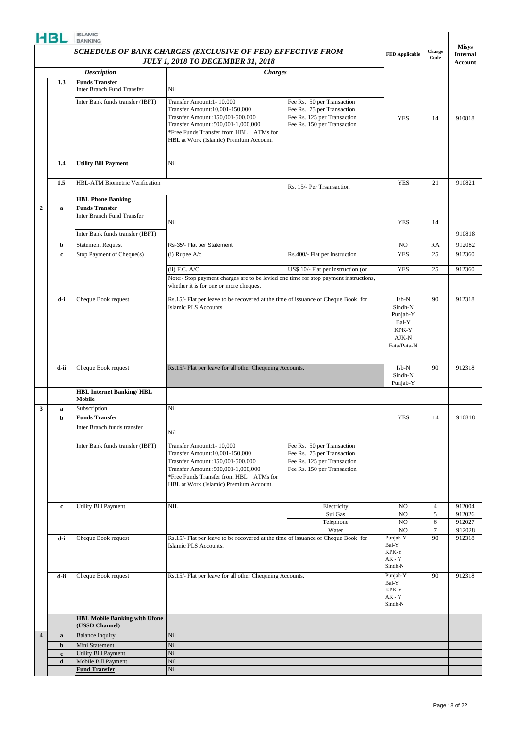**HBL ISLAMIC BANKING**

| | | Description | Charges | | FED Applicable | Charge Code | Misys Internal Account |
|---|---|---|---|---|---|---|---|
| | | ***SCHEDULE OF BANK CHARGES (EXCLUSIVE OF FED) EFFECTIVE FROM JULY 1, 2018 TO DECEMBER 31, 2018*** | | | | | |
| | 1.3 | **Funds Transfer** Inter Branch Fund Transfer | Nil | | | | |
| | | Inter Bank funds transfer (IBFT) | Transfer Amount:1- 10,000<br>Transfer Amount:10,001-150,000<br>Trasnfer Amount :150,001-500,000<br>Transfer Amount :500,001-1,000,000<br>*Free Funds Transfer from HBL ATMs for HBL at Work (Islamic) Premium Account. | Fee Rs. 50 per Transaction<br>Fee Rs. 75 per Transaction<br>Fee Rs. 125 per Transaction<br>Fee Rs. 150 per Transaction | YES | 14 | 910818 |
| | 1.4 | **Utility Bill Payment** | Nil | | | | |
| | 1.5 | HBL-ATM Biometric Verification | | Rs. 15/- Per Trsansaction | YES | 21 | 910821 |
| | | **HBL Phone Banking** | | | | | |
| 2 | a | **Funds Transfer** Inter Branch Fund Transfer | Nil | | YES | 14 | |
| | | Inter Bank funds transfer (IBFT) | | | | | 910818 |
| | b | Statement Request | Rs-35/- Flat per Statement | | NO | RA | 912082 |
| | c | Stop Payment of Cheque(s) | (i) Rupee A/c | Rs.400/- Flat per instruction | YES | 25 | 912360 |
| | | | (ii) F.C. A/C | US$ 10/- Flat per instruction (or | YES | 25 | 912360 |
| | | | Note:- Stop payment charges are to be levied one time for stop payment instructions, whether it is for one or more cheques. | | | | |
| | d-i | Cheque Book request | Rs.15/- Flat per leave to be recovered at the time of issuance of Cheque Book for Islamic PLS Accounts | | Isb-N<br>Sindh-N<br>Punjab-Y<br>Bal-Y<br>KPK-Y<br>AJK-N<br>Fata/Pata-N | 90 | 912318 |
| | d-ii | Cheque Book request | Rs.15/- Flat per leave for all other Chequeing Accounts. | | Isb-N<br>Sindh-N<br>Punjab-Y | 90 | 912318 |
| | | **HBL Internet Banking/ HBL Mobile** | | | | | |
| 3 | a | Subscription | Nil | | | | |
| | b | **Funds Transfer** Inter Branch funds transfer | Nil | | YES | 14 | 910818 |
| | | Inter Bank funds transfer (IBFT) | Transfer Amount:1- 10,000<br>Transfer Amount:10,001-150,000<br>Trasnfer Amount :150,001-500,000<br>Transfer Amount :500,001-1,000,000<br>*Free Funds Transfer from HBL ATMs for HBL at Work (Islamic) Premium Account. | Fee Rs. 50 per Transaction<br>Fee Rs. 75 per Transaction<br>Fee Rs. 125 per Transaction<br>Fee Rs. 150 per Transaction | | | |
| | c | Utility Bill Payment | NIL | Electricity | NO | 4 | 912004 |
| | | | | Sui Gas | NO | 5 | 912026 |
| | | | | Telephone | NO | 6 | 912027 |
| | | | | Water | NO | 7 | 912028 |
| | d-i | Cheque Book request | Rs.15/- Flat per leave to be recovered at the time of issuance of Cheque Book for Islamic PLS Accounts. | | Punjab-Y<br>Bal-Y<br>KPK-Y<br>AK - Y<br>Sindh-N | 90 | 912318 |
| | d-ii | Cheque Book request | Rs.15/- Flat per leave for all other Chequeing Accounts. | | Punjab-Y<br>Bal-Y<br>KPK-Y<br>AK - Y<br>Sindh-N | 90 | 912318 |
| | | **HBL Mobile Banking with Ufone (USSD Channel)** | | | | | |
| 4 | a | Balance Inquiry | Nil | | | | |
| | b | Mini Statement | Nil | | | | |
| | c | Utility Bill Payment | Nil | | | | |
| | d | Mobile Bill Payment | Nil | | | | |
| | | **Fund Transfer** | Nil | | | | |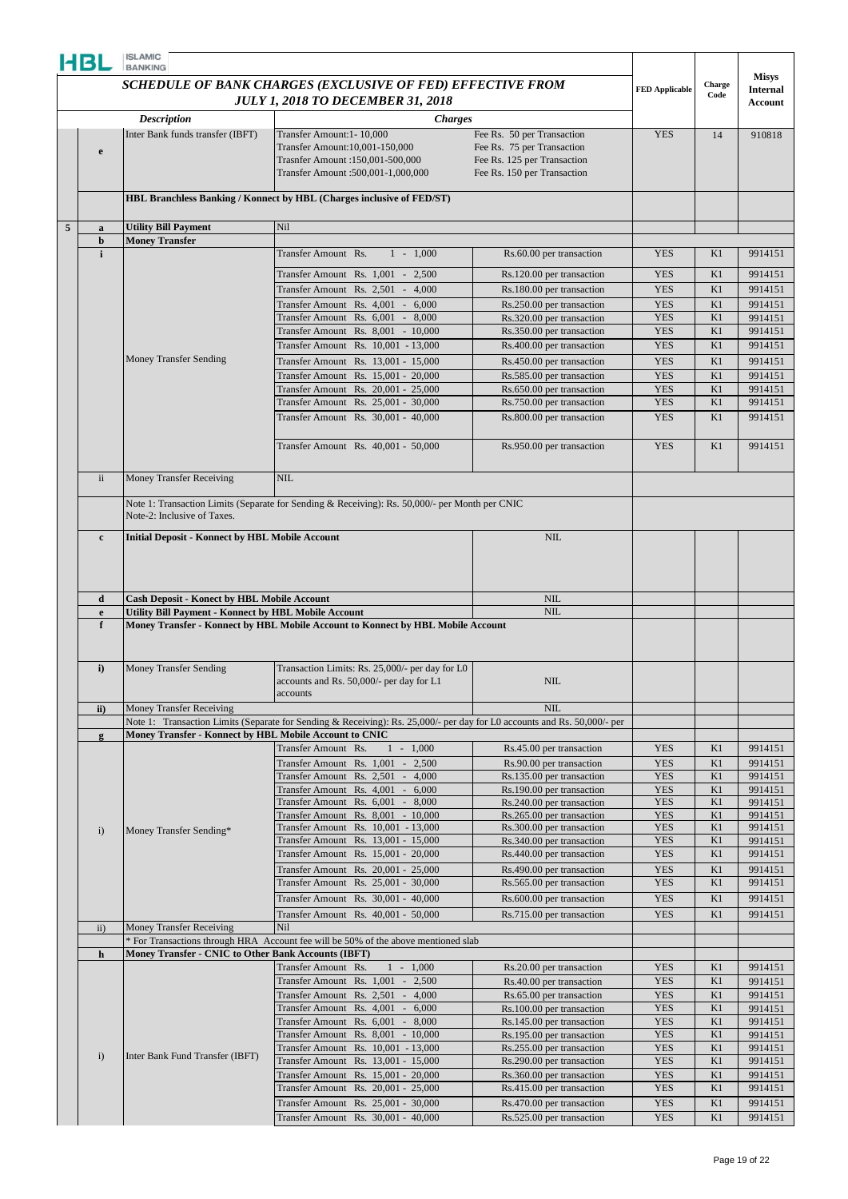HBL ISLAMIC BANKING

| | | Description | *SCHEDULE OF BANK CHARGES (EXCLUSIVE OF FED) EFFECTIVE FROM JULY 1, 2018 TO DECEMBER 31, 2018* Charges | | FED Applicable | Charge Code | Misys Internal Account |
|---|---|---|---|---|---|---|---|
| | e | Inter Bank funds transfer (IBFT) | Transfer Amount:1- 10,000<br>Transfer Amount:10,001-150,000<br>Trasnfer Amount :150,001-500,000<br>Transfer Amount :500,001-1,000,000 | Fee Rs. 50 per Transaction<br>Fee Rs. 75 per Transaction<br>Fee Rs. 125 per Transaction<br>Fee Rs. 150 per Transaction | YES | 14 | 910818 |
| | | **HBL Branchless Banking / Konnect by HBL (Charges inclusive of FED/ST)** | | | | | |
| 5 | a | **Utility Bill Payment** | Nil | | | | |
| | b | **Money Transfer** | | | | | |
| | i | Money Transfer Sending | Transfer Amount Rs. 1 - 1,000 | Rs.60.00 per transaction | YES | K1 | 9914151 |
| | | | Transfer Amount Rs. 1,001 - 2,500 | Rs.120.00 per transaction | YES | K1 | 9914151 |
| | | | Transfer Amount Rs. 2,501 - 4,000 | Rs.180.00 per transaction | YES | K1 | 9914151 |
| | | | Transfer Amount Rs. 4,001 - 6,000 | Rs.250.00 per transaction | YES | K1 | 9914151 |
| | | | Transfer Amount Rs. 6,001 - 8,000 | Rs.320.00 per transaction | YES | K1 | 9914151 |
| | | | Transfer Amount Rs. 8,001 - 10,000 | Rs.350.00 per transaction | YES | K1 | 9914151 |
| | | | Transfer Amount Rs. 10,001 - 13,000 | Rs.400.00 per transaction | YES | K1 | 9914151 |
| | | | Transfer Amount Rs. 13,001 - 15,000 | Rs.450.00 per transaction | YES | K1 | 9914151 |
| | | | Transfer Amount Rs. 15,001 - 20,000 | Rs.585.00 per transaction | YES | K1 | 9914151 |
| | | | Transfer Amount Rs. 20,001 - 25,000 | Rs.650.00 per transaction | YES | K1 | 9914151 |
| | | | Transfer Amount Rs. 25,001 - 30,000 | Rs.750.00 per transaction | YES | K1 | 9914151 |
| | | | Transfer Amount Rs. 30,001 - 40,000 | Rs.800.00 per transaction | YES | K1 | 9914151 |
| | | | Transfer Amount Rs. 40,001 - 50,000 | Rs.950.00 per transaction | YES | K1 | 9914151 |
| | ii | Money Transfer Receiving | NIL | | | | |
| | | Note 1: Transaction Limits (Separate for Sending & Receiving): Rs. 50,000/- per Month per CNIC<br>Note-2: Inclusive of Taxes. | | | | | |
| | c | **Initial Deposit - Konnect by HBL Mobile Account** | | NIL | | | |
| | d | **Cash Deposit - Konect by HBL Mobile Account** | | NIL | | | |
| | e | **Utility Bill Payment - Konnect by HBL Mobile Account** | | NIL | | | |
| | f | **Money Transfer - Konnect by HBL Mobile Account to Konnect by HBL Mobile Account** | | | | | |
| | i) | Money Transfer Sending | Transaction Limits: Rs. 25,000/- per day for L0 accounts and Rs. 50,000/- per day for L1 accounts | NIL | | | |
| | ii) | Money Transfer Receiving | | NIL | | | |
| | | Note 1: Transaction Limits (Separate for Sending & Receiving): Rs. 25,000/- per day for L0 accounts and Rs. 50,000/- per | | | | | |
| | g | **Money Transfer - Konnect by HBL Mobile Account to CNIC** | | | | | |
| | i) | Money Transfer Sending* | Transfer Amount Rs. 1 - 1,000 | Rs.45.00 per transaction | YES | K1 | 9914151 |
| | | | Transfer Amount Rs. 1,001 - 2,500 | Rs.90.00 per transaction | YES | K1 | 9914151 |
| | | | Transfer Amount Rs. 2,501 - 4,000 | Rs.135.00 per transaction | YES | K1 | 9914151 |
| | | | Transfer Amount Rs. 4,001 - 6,000 | Rs.190.00 per transaction | YES | K1 | 9914151 |
| | | | Transfer Amount Rs. 6,001 - 8,000 | Rs.240.00 per transaction | YES | K1 | 9914151 |
| | | | Transfer Amount Rs. 8,001 - 10,000 | Rs.265.00 per transaction | YES | K1 | 9914151 |
| | | | Transfer Amount Rs. 10,001 - 13,000 | Rs.300.00 per transaction | YES | K1 | 9914151 |
| | | | Transfer Amount Rs. 13,001 - 15,000 | Rs.340.00 per transaction | YES | K1 | 9914151 |
| | | | Transfer Amount Rs. 15,001 - 20,000 | Rs.440.00 per transaction | YES | K1 | 9914151 |
| | | | Transfer Amount Rs. 20,001 - 25,000 | Rs.490.00 per transaction | YES | K1 | 9914151 |
| | | | Transfer Amount Rs. 25,001 - 30,000 | Rs.565.00 per transaction | YES | K1 | 9914151 |
| | | | Transfer Amount Rs. 30,001 - 40,000 | Rs.600.00 per transaction | YES | K1 | 9914151 |
| | | | Transfer Amount Rs. 40,001 - 50,000 | Rs.715.00 per transaction | YES | K1 | 9914151 |
| | ii) | Money Transfer Receiving | Nil | | | | |
| | | * For Transactions through HRA Account fee will be 50% of the above mentioned slab | | | | | |
| | h | **Money Transfer - CNIC to Other Bank Accounts (IBFT)** | | | | | |
| | i) | Inter Bank Fund Transfer (IBFT) | Transfer Amount Rs. 1 - 1,000 | Rs.20.00 per transaction | YES | K1 | 9914151 |
| | | | Transfer Amount Rs. 1,001 - 2,500 | Rs.40.00 per transaction | YES | K1 | 9914151 |
| | | | Transfer Amount Rs. 2,501 - 4,000 | Rs.65.00 per transaction | YES | K1 | 9914151 |
| | | | Transfer Amount Rs. 4,001 - 6,000 | Rs.100.00 per transaction | YES | K1 | 9914151 |
| | | | Transfer Amount Rs. 6,001 - 8,000 | Rs.145.00 per transaction | YES | K1 | 9914151 |
| | | | Transfer Amount Rs. 8,001 - 10,000 | Rs.195.00 per transaction | YES | K1 | 9914151 |
| | | | Transfer Amount Rs. 10,001 - 13,000 | Rs.255.00 per transaction | YES | K1 | 9914151 |
| | | | Transfer Amount Rs. 13,001 - 15,000 | Rs.290.00 per transaction | YES | K1 | 9914151 |
| | | | Transfer Amount Rs. 15,001 - 20,000 | Rs.360.00 per transaction | YES | K1 | 9914151 |
| | | | Transfer Amount Rs. 20,001 - 25,000 | Rs.415.00 per transaction | YES | K1 | 9914151 |
| | | | Transfer Amount Rs. 25,001 - 30,000 | Rs.470.00 per transaction | YES | K1 | 9914151 |
| | | | Transfer Amount Rs. 30,001 - 40,000 | Rs.525.00 per transaction | YES | K1 | 9914151 |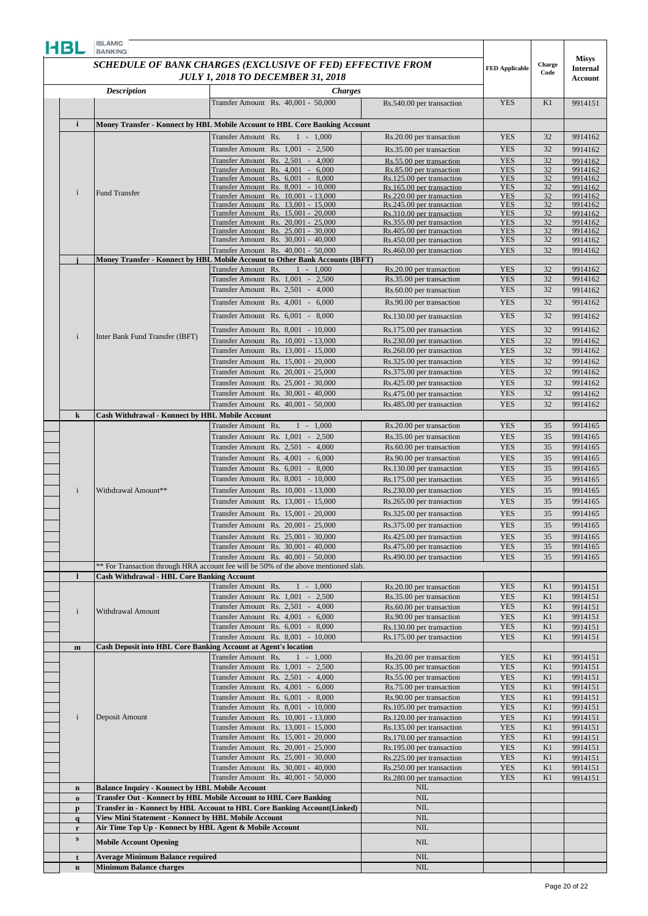HBL ISLAMIC BANKING

| | | ***SCHEDULE OF BANK CHARGES (EXCLUSIVE OF FED) EFFECTIVE FROM JULY 1, 2018 TO DECEMBER 31, 2018*** | | FED Applicable | Charge Code | Misys Internal Account |
|---|---|---|---|---|---|---|
| | ***Description*** | ***Charges*** | | | | |
| | | Transfer Amount Rs. 40,001 - 50,000 | Rs.540.00 per transaction | YES | K1 | 9914151 |
| **i** | **Money Transfer - Konnect by HBL Mobile Account to HBL Core Banking Account** | | | | | |
| i | Fund Transfer | Transfer Amount Rs. 1 - 1,000 | Rs.20.00 per transaction | YES | 32 | 9914162 |
| | | Transfer Amount Rs. 1,001 - 2,500 | Rs.35.00 per transaction | YES | 32 | 9914162 |
| | | Transfer Amount Rs. 2,501 - 4,000 | Rs.55.00 per transaction | YES | 32 | 9914162 |
| | | Transfer Amount Rs. 4,001 - 6,000 | Rs.85.00 per transaction | YES | 32 | 9914162 |
| | | Transfer Amount Rs. 6,001 - 8,000 | Rs.125.00 per transaction | YES | 32 | 9914162 |
| | | Transfer Amount Rs. 8,001 - 10,000 | Rs.165.00 per transaction | YES | 32 | 9914162 |
| | | Transfer Amount Rs. 10,001 - 13,000 | Rs.220.00 per transaction | YES | 32 | 9914162 |
| | | Transfer Amount Rs. 13,001 - 15,000 | Rs.245.00 per transaction | YES | 32 | 9914162 |
| | | Transfer Amount Rs. 15,001 - 20,000 | Rs.310.00 per transaction | YES | 32 | 9914162 |
| | | Transfer Amount Rs. 20,001 - 25,000 | Rs.355.00 per transaction | YES | 32 | 9914162 |
| | | Transfer Amount Rs. 25,001 - 30,000 | Rs.405.00 per transaction | YES | 32 | 9914162 |
| | | Transfer Amount Rs. 30,001 - 40,000 | Rs.450.00 per transaction | YES | 32 | 9914162 |
| | | Transfer Amount Rs. 40,001 - 50,000 | Rs.460.00 per transaction | YES | 32 | 9914162 |
| **j** | **Money Transfer - Konnect by HBL Mobile Account to Other Bank Accounts (IBFT)** | | | | | |
| i | Inter Bank Fund Transfer (IBFT) | Transfer Amount Rs. 1 - 1,000 | Rs.20.00 per transaction | YES | 32 | 9914162 |
| | | Transfer Amount Rs. 1,001 - 2,500 | Rs.35.00 per transaction | YES | 32 | 9914162 |
| | | Transfer Amount Rs. 2,501 - 4,000 | Rs.60.00 per transaction | YES | 32 | 9914162 |
| | | Transfer Amount Rs. 4,001 - 6,000 | Rs.90.00 per transaction | YES | 32 | 9914162 |
| | | Transfer Amount Rs. 6,001 - 8,000 | Rs.130.00 per transaction | YES | 32 | 9914162 |
| | | Transfer Amount Rs. 8,001 - 10,000 | Rs.175.00 per transaction | YES | 32 | 9914162 |
| | | Transfer Amount Rs. 10,001 - 13,000 | Rs.230.00 per transaction | YES | 32 | 9914162 |
| | | Transfer Amount Rs. 13,001 - 15,000 | Rs.260.00 per transaction | YES | 32 | 9914162 |
| | | Transfer Amount Rs. 15,001 - 20,000 | Rs.325.00 per transaction | YES | 32 | 9914162 |
| | | Transfer Amount Rs. 20,001 - 25,000 | Rs.375.00 per transaction | YES | 32 | 9914162 |
| | | Transfer Amount Rs. 25,001 - 30,000 | Rs.425.00 per transaction | YES | 32 | 9914162 |
| | | Transfer Amount Rs. 30,001 - 40,000 | Rs.475.00 per transaction | YES | 32 | 9914162 |
| | | Transfer Amount Rs. 40,001 - 50,000 | Rs.485.00 per transaction | YES | 32 | 9914162 |
| **k** | **Cash Withdrawal - Konnect by HBL Mobile Account** | | | | | |
| i | Withdrawal Amount** | Transfer Amount Rs. 1 - 1,000 | Rs.20.00 per transaction | YES | 35 | 9914165 |
| | | Transfer Amount Rs. 1,001 - 2,500 | Rs.35.00 per transaction | YES | 35 | 9914165 |
| | | Transfer Amount Rs. 2,501 - 4,000 | Rs.60.00 per transaction | YES | 35 | 9914165 |
| | | Transfer Amount Rs. 4,001 - 6,000 | Rs.90.00 per transaction | YES | 35 | 9914165 |
| | | Transfer Amount Rs. 6,001 - 8,000 | Rs.130.00 per transaction | YES | 35 | 9914165 |
| | | Transfer Amount Rs. 8,001 - 10,000 | Rs.175.00 per transaction | YES | 35 | 9914165 |
| | | Transfer Amount Rs. 10,001 - 13,000 | Rs.230.00 per transaction | YES | 35 | 9914165 |
| | | Transfer Amount Rs. 13,001 - 15,000 | Rs.265.00 per transaction | YES | 35 | 9914165 |
| | | Transfer Amount Rs. 15,001 - 20,000 | Rs.325.00 per transaction | YES | 35 | 9914165 |
| | | Transfer Amount Rs. 20,001 - 25,000 | Rs.375.00 per transaction | YES | 35 | 9914165 |
| | | Transfer Amount Rs. 25,001 - 30,000 | Rs.425.00 per transaction | YES | 35 | 9914165 |
| | | Transfer Amount Rs. 30,001 - 40,000 | Rs.475.00 per transaction | YES | 35 | 9914165 |
| | | Transfer Amount Rs. 40,001 - 50,000 | Rs.490.00 per transaction | YES | 35 | 9914165 |
| | ** For Transaction through HRA account fee will be 50% of the above mentioned slab. | | | | | |
| **l** | **Cash Withdrawal - HBL Core Banking Account** | | | | | |
| i | Withdrawal Amount | Transfer Amount Rs. 1 - 1,000 | Rs.20.00 per transaction | YES | K1 | 9914151 |
| | | Transfer Amount Rs. 1,001 - 2,500 | Rs.35.00 per transaction | YES | K1 | 9914151 |
| | | Transfer Amount Rs. 2,501 - 4,000 | Rs.60.00 per transaction | YES | K1 | 9914151 |
| | | Transfer Amount Rs. 4,001 - 6,000 | Rs.90.00 per transaction | YES | K1 | 9914151 |
| | | Transfer Amount Rs. 6,001 - 8,000 | Rs.130.00 per transaction | YES | K1 | 9914151 |
| | | Transfer Amount Rs. 8,001 - 10,000 | Rs.175.00 per transaction | YES | K1 | 9914151 |
| **m** | **Cash Deposit into HBL Core Banking Account at Agent's location** | | | | | |
| i | Deposit Amount | Transfer Amount Rs. 1 - 1,000 | Rs.20.00 per transaction | YES | K1 | 9914151 |
| | | Transfer Amount Rs. 1,001 - 2,500 | Rs.35.00 per transaction | YES | K1 | 9914151 |
| | | Transfer Amount Rs. 2,501 - 4,000 | Rs.55.00 per transaction | YES | K1 | 9914151 |
| | | Transfer Amount Rs. 4,001 - 6,000 | Rs.75.00 per transaction | YES | K1 | 9914151 |
| | | Transfer Amount Rs. 6,001 - 8,000 | Rs.90.00 per transaction | YES | K1 | 9914151 |
| | | Transfer Amount Rs. 8,001 - 10,000 | Rs.105.00 per transaction | YES | K1 | 9914151 |
| | | Transfer Amount Rs. 10,001 - 13,000 | Rs.120.00 per transaction | YES | K1 | 9914151 |
| | | Transfer Amount Rs. 13,001 - 15,000 | Rs.135.00 per transaction | YES | K1 | 9914151 |
| | | Transfer Amount Rs. 15,001 - 20,000 | Rs.170.00 per transaction | YES | K1 | 9914151 |
| | | Transfer Amount Rs. 20,001 - 25,000 | Rs.195.00 per transaction | YES | K1 | 9914151 |
| | | Transfer Amount Rs. 25,001 - 30,000 | Rs.225.00 per transaction | YES | K1 | 9914151 |
| | | Transfer Amount Rs. 30,001 - 40,000 | Rs.250.00 per transaction | YES | K1 | 9914151 |
| | | Transfer Amount Rs. 40,001 - 50,000 | Rs.280.00 per transaction | YES | K1 | 9914151 |
| **n** | **Balance Inquiry - Konnect by HBL Mobile Account** | | NIL | | | |
| **o** | **Transfer Out - Konnect by HBL Mobile Account to HBL Core Banking** | | NIL | | | |
| **p** | **Transfer in - Konnect by HBL Account to HBL Core Banking Account(Linked)** | | NIL | | | |
| **q** | **View Mini Statement - Konnect by HBL Mobile Account** | | NIL | | | |
| **r** | **Air Time Top Up - Konnect by HBL Agent & Mobile Account** | | NIL | | | |
| **s** | **Mobile Account Opening** | | NIL | | | |
| **t** | **Average Minimum Balance required** | | NIL | | | |
| **u** | **Minimum Balance charges** | | NIL | | | |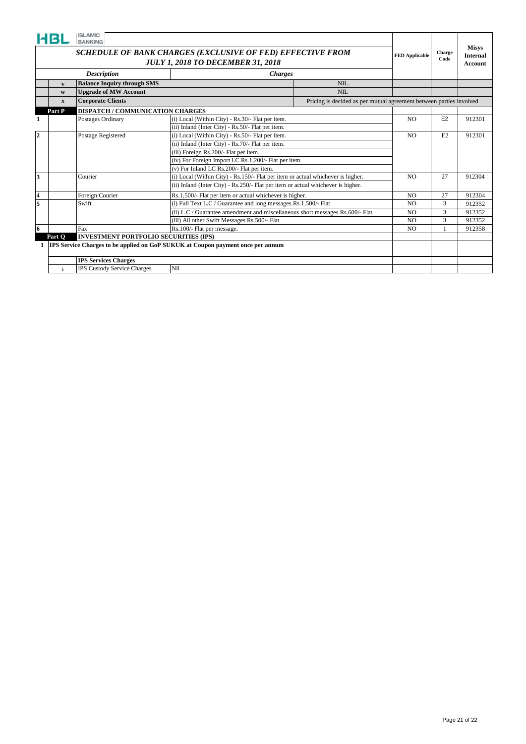HBL ISLAMIC BANKING

# SCHEDULE OF BANK CHARGES (EXCLUSIVE OF FED) EFFECTIVE FROM JULY 1, 2018 TO DECEMBER 31, 2018

| | | *Description* | *Charges* | | FED Applicable | Charge Code | Misys Internal Account |
|---|---|---|---|---|---|---|---|
| | v | **Balance Inquiry through SMS** | | NIL | | | |
| | w | **Upgrade of MW Account** | | NIL | | | |
| | x | **Corporate Clients** | | Pricing is decided as per mutual agreement between parties involved | | | |
| | **Part P** | **DISPATCH / COMMUNICATION CHARGES** | | | | | |
| 1 | | Postages Ordinary | (i) Local (Within City) - Rs.30/- Flat per item. | | NO | E2 | 912301 |
| | | | (ii) Inland (Inter City) - Rs.50/- Flat per item. | | | | |
| 2 | | Postage Registered | (i) Local (Within City) - Rs.50/- Flat per item. | | NO | E2 | 912301 |
| | | | (ii) Inland (Inter City) - Rs.70/- Flat per item. | | | | |
| | | | (iii) Foreign Rs.200/- Flat per item. | | | | |
| | | | (iv) For Foreign Import LC Rs.1,200/- Flat per item. | | | | |
| | | | (v) For Inland LC Rs.200/- Flat per item. | | | | |
| 3 | | Courier | (i) Local (Within City) - Rs.150/- Flat per item or actual whichever is higher. | | NO | 27 | 912304 |
| | | | (ii) Inland (Inter City) - Rs.250/- Flat per item or actual whichever is higher. | | | | |
| 4 | | Foreign Courier | Rs.1,500/- Flat per item or actual whichever is higher. | | NO | 27 | 912304 |
| 5 | | Swift | (i) Full Text L.C / Guarantee and long messages.Rs.1,500/- Flat | | NO | 3 | 912352 |
| | | | (ii) L.C / Guarantee amendment and miscellaneous short messages Rs.600/- Flat | | NO | 3 | 912352 |
| | | | (iii) All other Swift Messages Rs.500/- Flat | | NO | 3 | 912352 |
| 6 | | Fax | Rs.100/- Flat per message. | | NO | 1 | 912358 |
| | **Part Q** | **INVESTMENT PORTFOLIO SECURITIES (IPS)** | | | | | |
| 1 | **IPS Service Charges to be applied on GoP SUKUK at Coupon payment once per annum** | | | | | | |
| | | **IPS Services Charges** | | | | | |
| | i | IPS Custody Service Charges | Nil | | | | |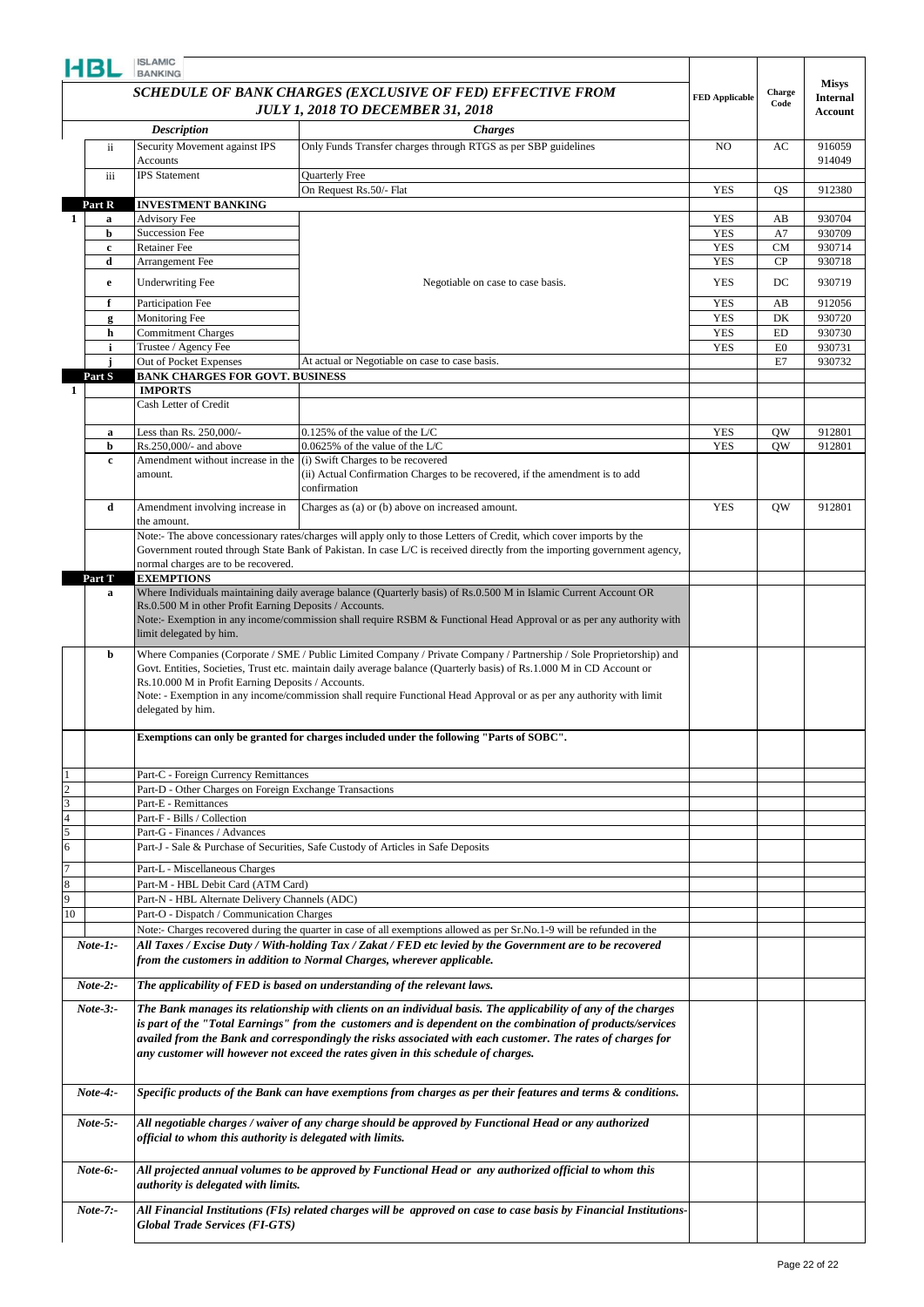| | | | | FED Applicable | Charge Code | Misys Internal Account |
|---|---|---|---|---|---|---|
| | | **SCHEDULE OF BANK CHARGES (EXCLUSIVE OF FED) EFFECTIVE FROM JULY 1, 2018 TO DECEMBER 31, 2018** | | | | |
| | | ***Description*** | ***Charges*** | | | |
| | ii | Security Movement against IPS Accounts | Only Funds Transfer charges through RTGS as per SBP guidelines | NO | AC | 916059 914049 |
| | iii | IPS Statement | Quarterly Free | | | |
| | | | On Request Rs.50/- Flat | YES | QS | 912380 |
| | **Part R** | **INVESTMENT BANKING** | | | | |
| **1** | **a** | Advisory Fee | Negotiable on case to case basis. | YES | AB | 930704 |
| | **b** | Succession Fee | | YES | A7 | 930709 |
| | **c** | Retainer Fee | | YES | CM | 930714 |
| | **d** | Arrangement Fee | | YES | CP | 930718 |
| | **e** | Underwriting Fee | | YES | DC | 930719 |
| | **f** | Participation Fee | | YES | AB | 912056 |
| | **g** | Monitoring Fee | | YES | DK | 930720 |
| | **h** | Commitment Charges | | YES | ED | 930730 |
| | **i** | Trustee / Agency Fee | | YES | E0 | 930731 |
| | **j** | Out of Pocket Expenses | At actual or Negotiable on case to case basis. | | E7 | 930732 |
| | **Part S** | **BANK CHARGES FOR GOVT. BUSINESS** | | | | |
| **1** | | **IMPORTS** | | | | |
| | | Cash Letter of Credit | | | | |
| | **a** | Less than Rs. 250,000/- | 0.125% of the value of the L/C | YES | QW | 912801 |
| | **b** | Rs.250,000/- and above | 0.0625% of the value of the L/C | YES | QW | 912801 |
| | **c** | Amendment without increase in the amount. | (i) Swift Charges to be recovered<br>(ii) Actual Confirmation Charges to be recovered, if the amendment is to add confirmation | | | |
| | **d** | Amendment involving increase in the amount. | Charges as (a) or (b) above on increased amount. | YES | QW | 912801 |
| | | Note:- The above concessionary rates/charges will apply only to those Letters of Credit, which cover imports by the Government routed through State Bank of Pakistan. In case L/C is received directly from the importing government agency, normal charges are to be recovered. | | | | |
| | **Part T** | **EXEMPTIONS** | | | | |
| | **a** | Where Individuals maintaining daily average balance (Quarterly basis) of Rs.0.500 M in Islamic Current Account OR Rs.0.500 M in other Profit Earning Deposits / Accounts.<br>Note:- Exemption in any income/commission shall require RSBM & Functional Head Approval or as per any authority with limit delegated by him. | | | | |
| | **b** | Where Companies (Corporate / SME / Public Limited Company / Private Company / Partnership / Sole Proprietorship) and Govt. Entities, Societies, Trust etc. maintain daily average balance (Quarterly basis) of Rs.1.000 M in CD Account or Rs.10.000 M in Profit Earning Deposits / Accounts.<br>Note: - Exemption in any income/commission shall require Functional Head Approval or as per any authority with limit delegated by him. | | | | |
| | | **Exemptions can only be granted for charges included under the following "Parts of SOBC".** | | | | |
| 1 | | Part-C - Foreign Currency Remittances | | | | |
| 2 | | Part-D - Other Charges on Foreign Exchange Transactions | | | | |
| 3 | | Part-E - Remittances | | | | |
| 4 | | Part-F - Bills / Collection | | | | |
| 5 | | Part-G - Finances / Advances | | | | |
| 6 | | Part-J - Sale & Purchase of Securities, Safe Custody of Articles in Safe Deposits | | | | |
| 7 | | Part-L - Miscellaneous Charges | | | | |
| 8 | | Part-M - HBL Debit Card (ATM Card) | | | | |
| 9 | | Part-N - HBL Alternate Delivery Channels (ADC) | | | | |
| 10 | | Part-O - Dispatch / Communication Charges | | | | |
| | | Note:- Charges recovered during the quarter in case of all exemptions allowed as per Sr.No.1-9 will be refunded in the | | | | |
| ***Note-1:-*** | | ***All Taxes / Excise Duty / With-holding Tax / Zakat / FED etc levied by the Government are to be recovered from the customers in addition to Normal Charges, wherever applicable.*** | | | | |
| ***Note-2:-*** | | ***The applicability of FED is based on understanding of the relevant laws.*** | | | | |
| ***Note-3:-*** | | ***The Bank manages its relationship with clients on an individual basis. The applicability of any of the charges is part of the "Total Earnings" from the customers and is dependent on the combination of products/services availed from the Bank and correspondingly the risks associated with each customer. The rates of charges for any customer will however not exceed the rates given in this schedule of charges.*** | | | | |
| ***Note-4:-*** | | ***Specific products of the Bank can have exemptions from charges as per their features and terms & conditions.*** | | | | |
| ***Note-5:-*** | | ***All negotiable charges / waiver of any charge should be approved by Functional Head or any authorized official to whom this authority is delegated with limits.*** | | | | |
| ***Note-6:-*** | | ***All projected annual volumes to be approved by Functional Head or any authorized official to whom this authority is delegated with limits.*** | | | | |
| ***Note-7:-*** | | ***All Financial Institutions (FIs) related charges will be approved on case to case basis by Financial Institutions-Global Trade Services (FI-GTS)*** | | | | |